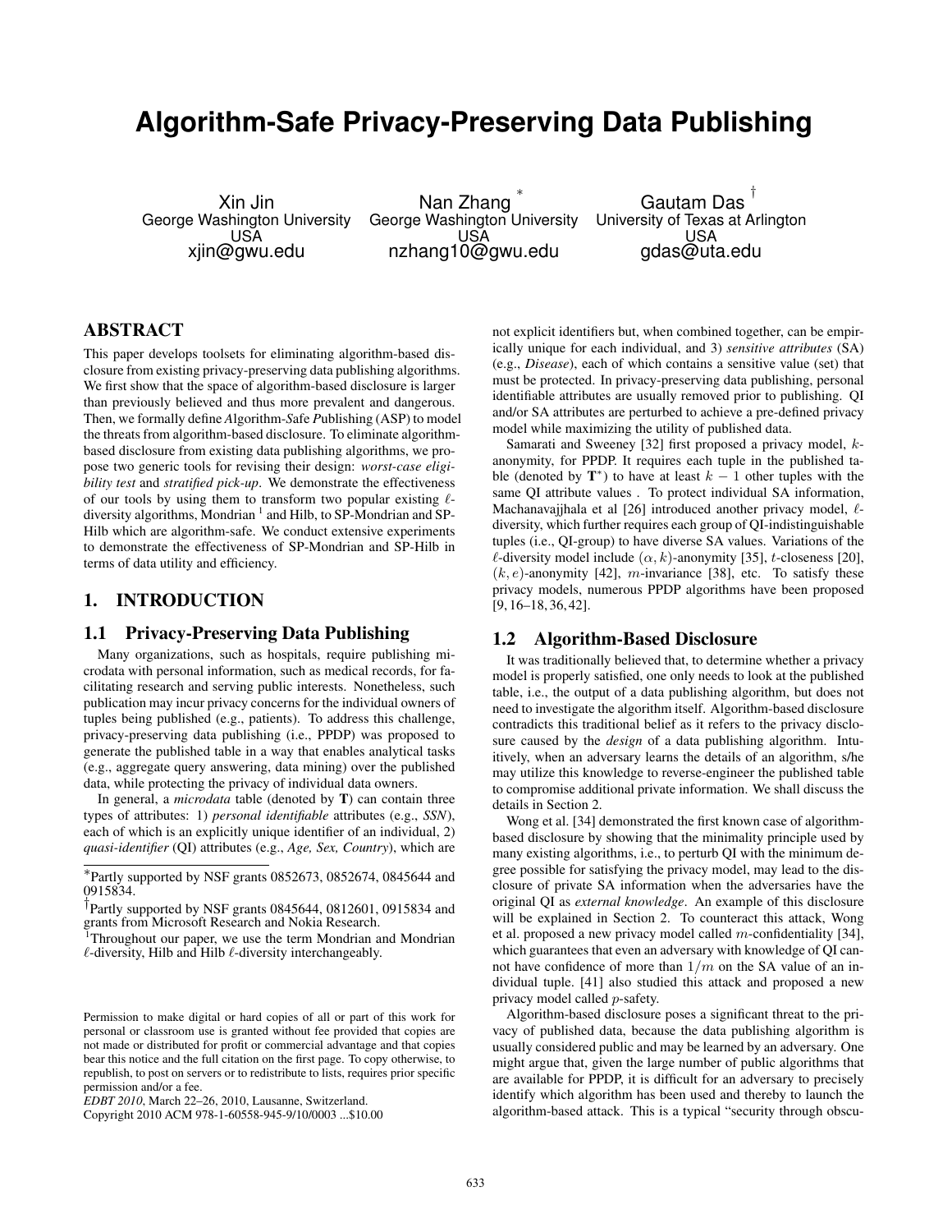# Algorithm-Safe Privacy-Preserving Data Publishing

Xin Jin
George Washington University
USA
xjin@gwu.edu

Nan Zhang [*]
George Washington University
USA
nzhang10@gwu.edu

Gautam Das [†]
University of Texas at Arlington
USA
gdas@uta.edu

## ABSTRACT

This paper develops toolsets for eliminating algorithm-based disclosure from existing privacy-preserving data publishing algorithms. We first show that the space of algorithm-based disclosure is larger than previously believed and thus more prevalent and dangerous. Then, we formally define *A*lgorithm-*S*afe *P*ublishing (ASP) to model the threats from algorithm-based disclosure. To eliminate algorithm-based disclosure from existing data publishing algorithms, we propose two generic tools for revising their design: *worst-case eligibility test* and *stratified pick-up*. We demonstrate the effectiveness of our tools by using them to transform two popular existing $\ell$-diversity algorithms, Mondrian [1] and Hilb, to SP-Mondrian and SP-Hilb which are algorithm-safe. We conduct extensive experiments to demonstrate the effectiveness of SP-Mondrian and SP-Hilb in terms of data utility and efficiency.

## 1. INTRODUCTION

### 1.1 Privacy-Preserving Data Publishing

Many organizations, such as hospitals, require publishing microdata with personal information, such as medical records, for facilitating research and serving public interests. Nonetheless, such publication may incur privacy concerns for the individual owners of tuples being published (e.g., patients). To address this challenge, privacy-preserving data publishing (i.e., PPDP) was proposed to generate the published table in a way that enables analytical tasks (e.g., aggregate query answering, data mining) over the published data, while protecting the privacy of individual data owners.

In general, a *microdata* table (denoted by $\mathbf{T}$) can contain three types of attributes: 1) *personal identifiable* attributes (e.g., *SSN*), each of which is an explicitly unique identifier of an individual, 2) *quasi-identifier* (QI) attributes (e.g., *Age, Sex, Country*), which are not explicit identifiers but, when combined together, can be empirically unique for each individual, and 3) *sensitive attributes* (SA) (e.g., *Disease*), each of which contains a sensitive value (set) that must be protected. In privacy-preserving data publishing, personal identifiable attributes are usually removed prior to publishing. QI and/or SA attributes are perturbed to achieve a pre-defined privacy model while maximizing the utility of published data.

Samarati and Sweeney [32] first proposed a privacy model, $k$-anonymity, for PPDP. It requires each tuple in the published table (denoted by $\mathbf{T}^*$) to have at least $k-1$ other tuples with the same QI attribute values . To protect individual SA information, Machanavajjhala et al [26] introduced another privacy model, $\ell$-diversity, which further requires each group of QI-indistinguishable tuples (i.e., QI-group) to have diverse SA values. Variations of the $\ell$-diversity model include $(\alpha, k)$-anonymity [35], $t$-closeness [20], $(k, e)$-anonymity [42], $m$-invariance [38], etc. To satisfy these privacy models, numerous PPDP algorithms have been proposed [9, 16–18, 36, 42].

### 1.2 Algorithm-Based Disclosure

It was traditionally believed that, to determine whether a privacy model is properly satisfied, one only needs to look at the published table, i.e., the output of a data publishing algorithm, but does not need to investigate the algorithm itself. Algorithm-based disclosure contradicts this traditional belief as it refers to the privacy disclosure caused by the *design* of a data publishing algorithm. Intuitively, when an adversary learns the details of an algorithm, s/he may utilize this knowledge to reverse-engineer the published table to compromise additional private information. We shall discuss the details in Section 2.

Wong et al. [34] demonstrated the first known case of algorithm-based disclosure by showing that the minimality principle used by many existing algorithms, i.e., to perturb QI with the minimum degree possible for satisfying the privacy model, may lead to the disclosure of private SA information when the adversaries have the original QI as *external knowledge*. An example of this disclosure will be explained in Section 2. To counteract this attack, Wong et al. proposed a new privacy model called $m$-confidentiality [34], which guarantees that even an adversary with knowledge of QI cannot have confidence of more than $1/m$ on the SA value of an individual tuple. [41] also studied this attack and proposed a new privacy model called $p$-safety.

Algorithm-based disclosure poses a significant threat to the privacy of published data, because the data publishing algorithm is usually considered public and may be learned by an adversary. One might argue that, given the large number of public algorithms that are available for PPDP, it is difficult for an adversary to precisely identify which algorithm has been used and thereby to launch the algorithm-based attack. This is a typical "security through obscu-

[*] Partly supported by NSF grants 0852673, 0852674, 0845644 and 0915834.

[†] Partly supported by NSF grants 0845644, 0812601, 0915834 and grants from Microsoft Research and Nokia Research.

[1] Throughout our paper, we use the term Mondrian and Mondrian $\ell$-diversity, Hilb and Hilb $\ell$-diversity interchangeably.

Permission to make digital or hard copies of all or part of this work for personal or classroom use is granted without fee provided that copies are not made or distributed for profit or commercial advantage and that copies bear this notice and the full citation on the first page. To copy otherwise, to republish, to post on servers or to redistribute to lists, requires prior specific permission and/or a fee.
*EDBT 2010*, March 22–26, 2010, Lausanne, Switzerland.
Copyright 2010 ACM 978-1-60558-945-9/10/0003 ...$10.00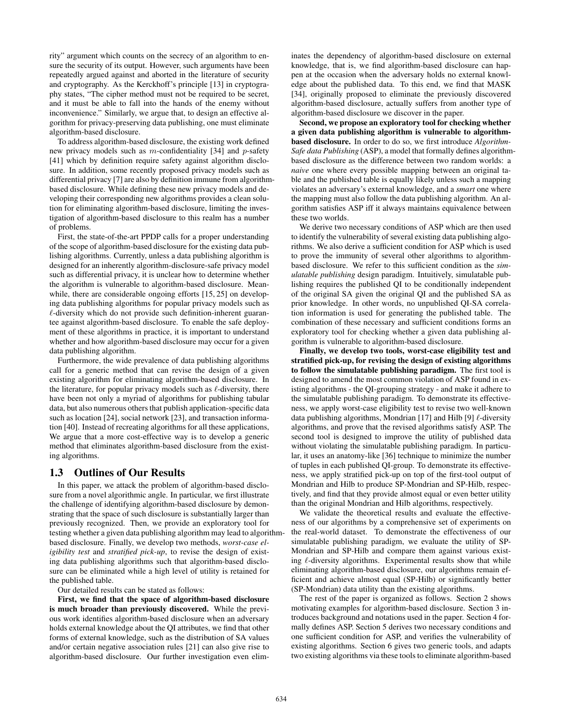rity" argument which counts on the secrecy of an algorithm to ensure the security of its output. However, such arguments have been repeatedly argued against and aborted in the literature of security and cryptography. As the Kerckhoff's principle [13] in cryptography states, "The cipher method must not be required to be secret, and it must be able to fall into the hands of the enemy without inconvenience." Similarly, we argue that, to design an effective algorithm for privacy-preserving data publishing, one must eliminate algorithm-based disclosure.

To address algorithm-based disclosure, the existing work defined new privacy models such as $m$-confidentiality [34] and $p$-safety [41] which by definition require safety against algorithm disclosure. In addition, some recently proposed privacy models such as differential privacy [7] are also by definition immune from algorithm-based disclosure. While defining these new privacy models and developing their corresponding new algorithms provides a clean solution for eliminating algorithm-based disclosure, limiting the investigation of algorithm-based disclosure to this realm has a number of problems.

First, the state-of-the-art PPDP calls for a proper understanding of the scope of algorithm-based disclosure for the existing data publishing algorithms. Currently, unless a data publishing algorithm is designed for an inherently algorithm-disclosure-safe privacy model such as differential privacy, it is unclear how to determine whether the algorithm is vulnerable to algorithm-based disclosure. Meanwhile, there are considerable ongoing efforts [15, 25] on developing data publishing algorithms for popular privacy models such as $\ell$-diversity which do not provide such definition-inherent guarantee against algorithm-based disclosure. To enable the safe deployment of these algorithms in practice, it is important to understand whether and how algorithm-based disclosure may occur for a given data publishing algorithm.

Furthermore, the wide prevalence of data publishing algorithms call for a generic method that can revise the design of a given existing algorithm for eliminating algorithm-based disclosure. In the literature, for popular privacy models such as $\ell$-diversity, there have been not only a myriad of algorithms for publishing tabular data, but also numerous others that publish application-specific data such as location [24], social network [23], and transaction information [40]. Instead of recreating algorithms for all these applications, We argue that a more cost-effective way is to develop a generic method that eliminates algorithm-based disclosure from the existing algorithms.

## 1.3 Outlines of Our Results

In this paper, we attack the problem of algorithm-based disclosure from a novel algorithmic angle. In particular, we first illustrate the challenge of identifying algorithm-based disclosure by demonstrating that the space of such disclosure is substantially larger than previously recognized. Then, we provide an exploratory tool for testing whether a given data publishing algorithm may lead to algorithm-based disclosure. Finally, we develop two methods, *worst-case eligibility test* and *stratified pick-up*, to revise the design of existing data publishing algorithms such that algorithm-based disclosure can be eliminated while a high level of utility is retained for the published table.

Our detailed results can be stated as follows:

**First, we find that the space of algorithm-based disclosure is much broader than previously discovered.** While the previous work identifies algorithm-based disclosure when an adversary holds external knowledge about the QI attributes, we find that other forms of external knowledge, such as the distribution of SA values and/or certain negative association rules [21] can also give rise to algorithm-based disclosure. Our further investigation even eliminates the dependency of algorithm-based disclosure on external knowledge, that is, we find algorithm-based disclosure can happen at the occasion when the adversary holds no external knowledge about the published data. To this end, we find that MASK [34], originally proposed to eliminate the previously discovered algorithm-based disclosure, actually suffers from another type of algorithm-based disclosure we discover in the paper.

**Second, we propose an exploratory tool for checking whether a given data publishing algorithm is vulnerable to algorithm-based disclosure.** In order to do so, we first introduce *Algorithm-Safe data Publishing* (ASP), a model that formally defines algorithm-based disclosure as the difference between two random worlds: a *naive* one where every possible mapping between an original table and the published table is equally likely unless such a mapping violates an adversary's external knowledge, and a *smart* one where the mapping must also follow the data publishing algorithm. An algorithm satisfies ASP iff it always maintains equivalence between these two worlds.

We derive two necessary conditions of ASP which are then used to identify the vulnerability of several existing data publishing algorithms. We also derive a sufficient condition for ASP which is used to prove the immunity of several other algorithms to algorithm-based disclosure. We refer to this sufficient condition as the *simulatable publishing* design paradigm. Intuitively, simulatable publishing requires the published QI to be conditionally independent of the original SA given the original QI and the published SA as prior knowledge. In other words, no unpublished QI-SA correlation information is used for generating the published table. The combination of these necessary and sufficient conditions forms an exploratory tool for checking whether a given data publishing algorithm is vulnerable to algorithm-based disclosure.

**Finally, we develop two tools, worst-case eligibility test and stratified pick-up, for revising the design of existing algorithms to follow the simulatable publishing paradigm.** The first tool is designed to amend the most common violation of ASP found in existing algorithms - the QI-grouping strategy - and make it adhere to the simulatable publishing paradigm. To demonstrate its effectiveness, we apply worst-case eligibility test to revise two well-known data publishing algorithms, Mondrian [17] and Hilb [9] $\ell$-diversity algorithms, and prove that the revised algorithms satisfy ASP. The second tool is designed to improve the utility of published data without violating the simulatable publishing paradigm. In particular, it uses an anatomy-like [36] technique to minimize the number of tuples in each published QI-group. To demonstrate its effectiveness, we apply stratified pick-up on top of the first-tool output of Mondrian and Hilb to produce SP-Mondrian and SP-Hilb, respectively, and find that they provide almost equal or even better utility than the original Mondrian and Hilb algorithms, respectively.

We validate the theoretical results and evaluate the effectiveness of our algorithms by a comprehensive set of experiments on the real-world dataset. To demonstrate the effectiveness of our simulatable publishing paradigm, we evaluate the utility of SP-Mondrian and SP-Hilb and compare them against various existing $\ell$-diversity algorithms. Experimental results show that while eliminating algorithm-based disclosure, our algorithms remain efficient and achieve almost equal (SP-Hilb) or significantly better (SP-Mondrian) data utility than the existing algorithms.

The rest of the paper is organized as follows. Section 2 shows motivating examples for algorithm-based disclosure. Section 3 introduces background and notations used in the paper. Section 4 formally defines ASP. Section 5 derives two necessary conditions and one sufficient condition for ASP, and verifies the vulnerability of existing algorithms. Section 6 gives two generic tools, and adapts two existing algorithms via these tools to eliminate algorithm-based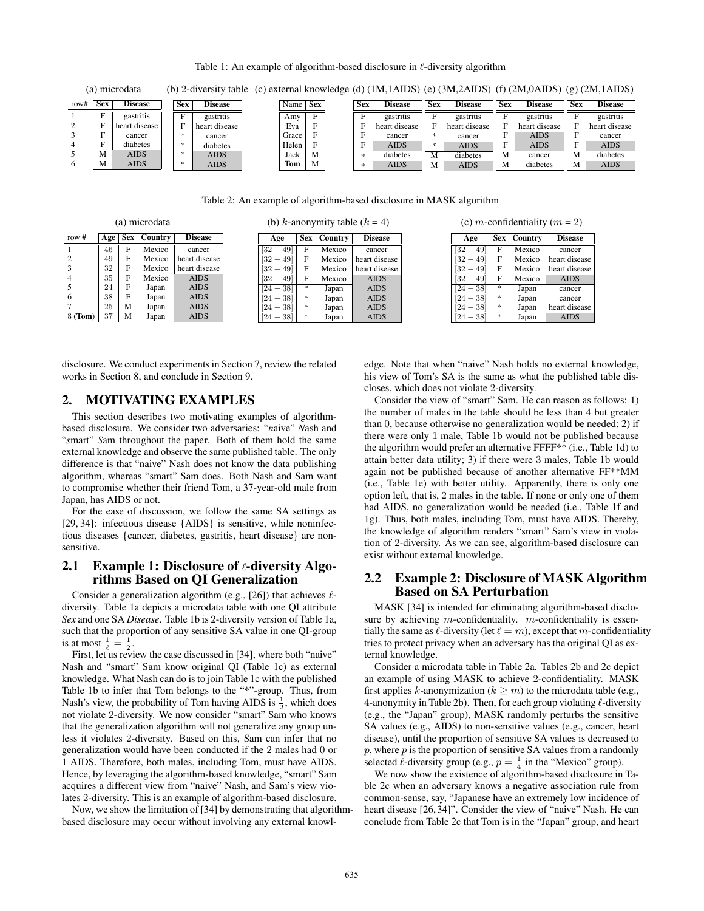Table 1: An example of algorithm-based disclosure in $\ell$-diversity algorithm

(a) microdata

| row# | Sex | Disease |
|---|---|---|
| 1 | F | gastritis |
| 2 | F | heart disease |
| 3 | F | cancer |
| 4 | F | diabetes |
| 5 | M | AIDS |
| 6 | M | AIDS |

(b) 2-diversity table

| Sex | Disease |
|---|---|
| F | gastritis |
| F | heart disease |
| * | cancer |
| * | diabetes |
| * | AIDS |
| * | AIDS |

(c) external knowledge

| Name | Sex |
|---|---|
| Amy | F |
| Eva | F |
| Grace | F |
| Helen | F |
| Jack | M |
| **Tom** | M |

(d) (1M,1AIDS)

| Sex | Disease |
|---|---|
| F | gastritis |
| F | heart disease |
| F | cancer |
| F | AIDS |
| * | diabetes |
| * | AIDS |

(e) (3M,2AIDS)

| Sex | Disease |
|---|---|
| F | gastritis |
| F | heart disease |
| * | cancer |
| * | AIDS |
| M | diabetes |
| M | AIDS |

(f) (2M,0AIDS)

| Sex | Disease |
|---|---|
| F | gastritis |
| F | heart disease |
| F | AIDS |
| F | AIDS |
| M | cancer |
| M | diabetes |

(g) (2M,1AIDS)

| Sex | Disease |
|---|---|
| F | gastritis |
| F | heart disease |
| F | cancer |
| F | AIDS |
| M | diabetes |
| M | AIDS |

Table 2: An example of algorithm-based disclosure in MASK algorithm

(a) microdata

| row # | Age | Sex | Country | Disease |
|---|---|---|---|---|
| 1 | 46 | F | Mexico | cancer |
| 2 | 49 | F | Mexico | heart disease |
| 3 | 32 | F | Mexico | heart disease |
| 4 | 35 | F | Mexico | AIDS |
| 5 | 24 | F | Japan | AIDS |
| 6 | 38 | F | Japan | AIDS |
| 7 | 25 | M | Japan | AIDS |
| 8 (**Tom**) | 37 | M | Japan | AIDS |

(b) $k$-anonymity table ($k = 4$)

| Age | Sex | Country | Disease |
|---|---|---|---|
| [32 − 49] | F | Mexico | cancer |
| [32 − 49] | F | Mexico | heart disease |
| [32 − 49] | F | Mexico | heart disease |
| [32 − 49] | F | Mexico | AIDS |
| [24 − 38] | * | Japan | AIDS |
| [24 − 38] | * | Japan | AIDS |
| [24 − 38] | * | Japan | AIDS |
| [24 − 38] | * | Japan | AIDS |

(c) $m$-confidentiality ($m = 2$)

| Age | Sex | Country | Disease |
|---|---|---|---|
| [32 − 49] | F | Mexico | cancer |
| [32 − 49] | F | Mexico | heart disease |
| [32 − 49] | F | Mexico | heart disease |
| [32 − 49] | F | Mexico | AIDS |
| [24 − 38] | * | Japan | cancer |
| [24 − 38] | * | Japan | cancer |
| [24 − 38] | * | Japan | heart disease |
| [24 − 38] | * | Japan | AIDS |

disclosure. We conduct experiments in Section 7, review the related works in Section 8, and conclude in Section 9.

## 2. MOTIVATING EXAMPLES

This section describes two motivating examples of algorithm-based disclosure. We consider two adversaries: "*n*aive" *N*ash and "*s*mart" *S*am throughout the paper. Both of them hold the same external knowledge and observe the same published table. The only difference is that "naive" Nash does not know the data publishing algorithm, whereas "smart" Sam does. Both Nash and Sam want to compromise whether their friend Tom, a 37-year-old male from Japan, has AIDS or not.

For the ease of discussion, we follow the same SA settings as [29, 34]: infectious disease {AIDS} is sensitive, while noninfectious diseases {cancer, diabetes, gastritis, heart disease} are non-sensitive.

### 2.1 Example 1: Disclosure of $\ell$-diversity Algorithms Based on QI Generalization

Consider a generalization algorithm (e.g., [26]) that achieves $\ell$-diversity. Table 1a depicts a microdata table with one QI attribute *Sex* and one SA *Disease*. Table 1b is 2-diversity version of Table 1a, such that the proportion of any sensitive SA value in one QI-group is at most $\frac{1}{\ell} = \frac{1}{2}$.

First, let us review the case discussed in [34], where both "naive" Nash and "smart" Sam know original QI (Table 1c) as external knowledge. What Nash can do is to join Table 1c with the published Table 1b to infer that Tom belongs to the "*"-group. Thus, from Nash's view, the probability of Tom having AIDS is $\frac{1}{2}$, which does not violate 2-diversity. We now consider "smart" Sam who knows that the generalization algorithm will not generalize any group unless it violates 2-diversity. Based on this, Sam can infer that no generalization would have been conducted if the 2 males had 0 or 1 AIDS. Therefore, both males, including Tom, must have AIDS. Hence, by leveraging the algorithm-based knowledge, "smart" Sam acquires a different view from "naive" Nash, and Sam's view violates 2-diversity. This is an example of algorithm-based disclosure.

Now, we show the limitation of [34] by demonstrating that algorithm-based disclosure may occur without involving any external knowledge. Note that when "naive" Nash holds no external knowledge, his view of Tom's SA is the same as what the published table discloses, which does not violate 2-diversity.

Consider the view of "smart" Sam. He can reason as follows: 1) the number of males in the table should be less than 4 but greater than 0, because otherwise no generalization would be needed; 2) if there were only 1 male, Table 1b would not be published because the algorithm would prefer an alternative FFFF** (i.e., Table 1d) to attain better data utility; 3) if there were 3 males, Table 1b would again not be published because of another alternative FF**MM (i.e., Table 1e) with better utility. Apparently, there is only one option left, that is, 2 males in the table. If none or only one of them had AIDS, no generalization would be needed (i.e., Table 1f and 1g). Thus, both males, including Tom, must have AIDS. Thereby, the knowledge of algorithm renders "smart" Sam's view in violation of 2-diversity. As we can see, algorithm-based disclosure can exist without external knowledge.

### 2.2 Example 2: Disclosure of MASK Algorithm Based on SA Perturbation

MASK [34] is intended for eliminating algorithm-based disclosure by achieving $m$-confidentiality. $m$-confidentiality is essentially the same as $\ell$-diversity (let $\ell = m$), except that $m$-confidentiality tries to protect privacy when an adversary has the original QI as external knowledge.

Consider a microdata table in Table 2a. Tables 2b and 2c depict an example of using MASK to achieve 2-confidentiality. MASK first applies $k$-anonymization ($k \geq m$) to the microdata table (e.g., 4-anonymity in Table 2b). Then, for each group violating $\ell$-diversity (e.g., the "Japan" group), MASK randomly perturbs the sensitive SA values (e.g., AIDS) to non-sensitive values (e.g., cancer, heart disease), until the proportion of sensitive SA values is decreased to $p$, where $p$ is the proportion of sensitive SA values from a randomly selected $\ell$-diversity group (e.g., $p = \frac{1}{4}$ in the "Mexico" group).

We now show the existence of algorithm-based disclosure in Table 2c when an adversary knows a negative association rule from common-sense, say, "Japanese have an extremely low incidence of heart disease [26, 34]". Consider the view of "naive" Nash. He can conclude from Table 2c that Tom is in the "Japan" group, and heart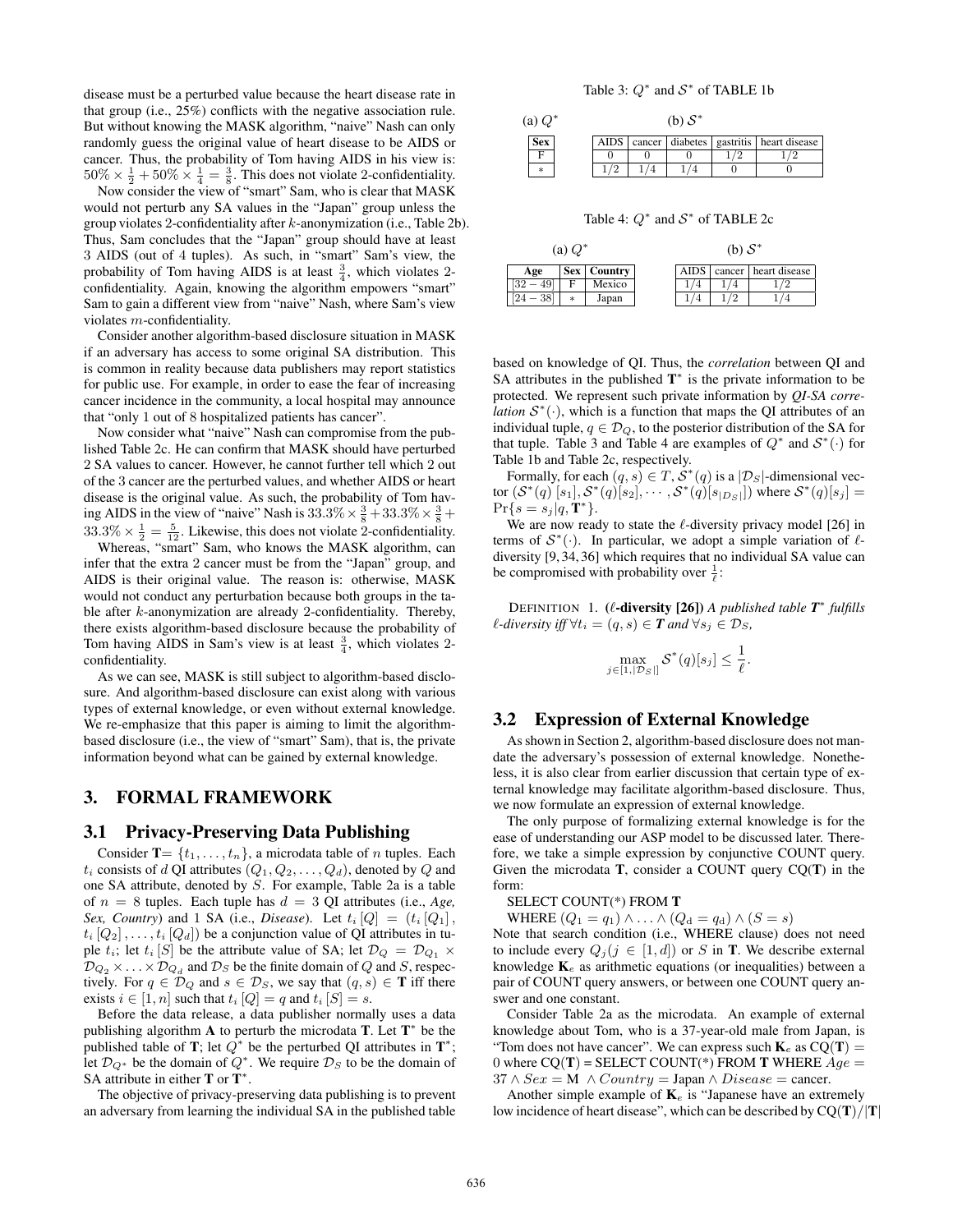disease must be a perturbed value because the heart disease rate in that group (i.e., 25%) conflicts with the negative association rule. But without knowing the MASK algorithm, "naive" Nash can only randomly guess the original value of heart disease to be AIDS or cancer. Thus, the probability of Tom having AIDS in his view is: $50\% \times \frac{1}{2} + 50\% \times \frac{1}{4} = \frac{3}{8}$. This does not violate 2-confidentiality.

Now consider the view of "smart" Sam, who is clear that MASK would not perturb any SA values in the "Japan" group unless the group violates 2-confidentiality after $k$-anonymization (i.e., Table 2b). Thus, Sam concludes that the "Japan" group should have at least 3 AIDS (out of 4 tuples). As such, in "smart" Sam's view, the probability of Tom having AIDS is at least $\frac{3}{4}$, which violates 2-confidentiality. Again, knowing the algorithm empowers "smart" Sam to gain a different view from "naive" Nash, where Sam's view violates $m$-confidentiality.

Consider another algorithm-based disclosure situation in MASK if an adversary has access to some original SA distribution. This is common in reality because data publishers may report statistics for public use. For example, in order to ease the fear of increasing cancer incidence in the community, a local hospital may announce that "only 1 out of 8 hospitalized patients has cancer".

Now consider what "naive" Nash can compromise from the published Table 2c. He can confirm that MASK should have perturbed 2 SA values to cancer. However, he cannot further tell which 2 out of the 3 cancer are the perturbed values, and whether AIDS or heart disease is the original value. As such, the probability of Tom having AIDS in the view of "naive" Nash is $33.3\% \times \frac{3}{8} + 33.3\% \times \frac{3}{8} + 33.3\% \times \frac{1}{2} = \frac{5}{12}$. Likewise, this does not violate 2-confidentiality.

Whereas, "smart" Sam, who knows the MASK algorithm, can infer that the extra 2 cancer must be from the "Japan" group, and AIDS is their original value. The reason is: otherwise, MASK would not conduct any perturbation because both groups in the table after $k$-anonymization are already 2-confidentiality. Thereby, there exists algorithm-based disclosure because the probability of Tom having AIDS in Sam's view is at least $\frac{3}{4}$, which violates 2-confidentiality.

As we can see, MASK is still subject to algorithm-based disclosure. And algorithm-based disclosure can exist along with various types of external knowledge, or even without external knowledge. We re-emphasize that this paper is aiming to limit the algorithm-based disclosure (i.e., the view of "smart" Sam), that is, the private information beyond what can be gained by external knowledge.

# 3. FORMAL FRAMEWORK

## 3.1 Privacy-Preserving Data Publishing

Consider $\mathbf{T} = \{t_1, \ldots, t_n\}$, a microdata table of $n$ tuples. Each $t_i$ consists of $d$ QI attributes $(Q_1, Q_2, \ldots, Q_d)$, denoted by $Q$ and one SA attribute, denoted by $S$. For example, Table 2a is a table of $n = 8$ tuples. Each tuple has $d = 3$ QI attributes (i.e., *Age, Sex, Country*) and 1 SA (i.e., *Disease*). Let $t_i[Q] = (t_i[Q_1], t_i[Q_2], \ldots, t_i[Q_d])$ be a conjunction value of QI attributes in tuple $t_i$; let $t_i[S]$ be the attribute value of SA; let $\mathcal{D}_Q = \mathcal{D}_{Q_1} \times \mathcal{D}_{Q_2} \times \ldots \times \mathcal{D}_{Q_d}$ and $\mathcal{D}_S$ be the finite domain of $Q$ and $S$, respectively. For $q \in \mathcal{D}_Q$ and $s \in \mathcal{D}_S$, we say that $(q, s) \in \mathbf{T}$ iff there exists $i \in [1, n]$ such that $t_i[Q] = q$ and $t_i[S] = s$.

Before the data release, a data publisher normally uses a data publishing algorithm $\mathbf{A}$ to perturb the microdata $\mathbf{T}$. Let $\mathbf{T}^*$ be the published table of $\mathbf{T}$; let $Q^*$ be the perturbed QI attributes in $\mathbf{T}^*$; let $\mathcal{D}_{Q^*}$ be the domain of $Q^*$. We require $\mathcal{D}_S$ to be the domain of SA attribute in either $\mathbf{T}$ or $\mathbf{T}^*$.

The objective of privacy-preserving data publishing is to prevent an adversary from learning the individual SA in the published table based on knowledge of QI. Thus, the *correlation* between QI and SA attributes in the published $\mathbf{T}^*$ is the private information to be protected. We represent such private information by *QI-SA correlation* $\mathcal{S}^*(\cdot)$, which is a function that maps the QI attributes of an individual tuple, $q \in \mathcal{D}_Q$, to the posterior distribution of the SA for that tuple. Table 3 and Table 4 are examples of $Q^*$ and $\mathcal{S}^*(\cdot)$ for Table 1b and Table 2c, respectively.

Table 3: $Q^*$ and $\mathcal{S}^*$ of TABLE 1b

(a) $Q^*$

| Sex |
|---|
| F |
| * |

(b) $\mathcal{S}^*$

| AIDS | cancer | diabetes | gastritis | heart disease |
|---|---|---|---|---|
| 0 | 0 | 0 | 1/2 | 1/2 |
| 1/2 | 1/4 | 1/4 | 0 | 0 |

Table 4: $Q^*$ and $\mathcal{S}^*$ of TABLE 2c

(a) $Q^*$

| Age | Sex | Country |
|---|---|---|
| [32 − 49] | F | Mexico |
| [24 − 38] | * | Japan |

(b) $\mathcal{S}^*$

| AIDS | cancer | heart disease |
|---|---|---|
| 1/4 | 1/4 | 1/2 |
| 1/4 | 1/2 | 1/4 |

Formally, for each $(q, s) \in T$, $\mathcal{S}^*(q)$ is a $|\mathcal{D}_S|$-dimensional vector $(\mathcal{S}^*(q)[s_1], \mathcal{S}^*(q)[s_2], \cdots, \mathcal{S}^*(q)[s_{|D_S|}])$ where $\mathcal{S}^*(q)[s_j] = \Pr\{s = s_j | q, \mathbf{T}^*\}$.

We are now ready to state the $\ell$-diversity privacy model [26] in terms of $\mathcal{S}^*(\cdot)$. In particular, we adopt a simple variation of $\ell$-diversity [9, 34, 36] which requires that no individual SA value can be compromised with probability over $\frac{1}{\ell}$:

DEFINITION 1. **($\ell$-diversity [26])** *A published table $\mathbf{T}^*$ fulfills $\ell$-diversity iff $\forall t_i = (q, s) \in \mathbf{T}$ and $\forall s_j \in \mathcal{D}_S$,*

$$\max_{j \in [1, |\mathcal{D}_S|]} \mathcal{S}^*(q)[s_j] \le \frac{1}{\ell}.$$

## 3.2 Expression of External Knowledge

As shown in Section 2, algorithm-based disclosure does not mandate the adversary's possession of external knowledge. Nonetheless, it is also clear from earlier discussion that certain type of external knowledge may facilitate algorithm-based disclosure. Thus, we now formulate an expression of external knowledge.

The only purpose of formalizing external knowledge is for the ease of understanding our ASP model to be discussed later. Therefore, we take a simple expression by conjunctive COUNT query. Given the microdata $\mathbf{T}$, consider a COUNT query CQ($\mathbf{T}$) in the form:

SELECT COUNT(*) FROM $\mathbf{T}$
WHERE $(Q_1 = q_1) \wedge \ldots \wedge (Q_d = q_d) \wedge (S = s)$

Note that search condition (i.e., WHERE clause) does not need to include every $Q_j (j \in [1, d])$ or $S$ in $\mathbf{T}$. We describe external knowledge $\mathbf{K}_e$ as arithmetic equations (or inequalities) between a pair of COUNT query answers, or between one COUNT query answer and one constant.

Consider Table 2a as the microdata. An example of external knowledge about Tom, who is a 37-year-old male from Japan, is "Tom does not have cancer". We can express such $\mathbf{K}_e$ as CQ($\mathbf{T}$) = 0 where CQ($\mathbf{T}$) = SELECT COUNT(*) FROM $\mathbf{T}$ WHERE $Age = 37 \wedge Sex = \text{M} \wedge Country = \text{Japan} \wedge Disease = \text{cancer}$.

Another simple example of $\mathbf{K}_e$ is "Japanese have an extremely low incidence of heart disease", which can be described by CQ($\mathbf{T}$)/$|\mathbf{T}|$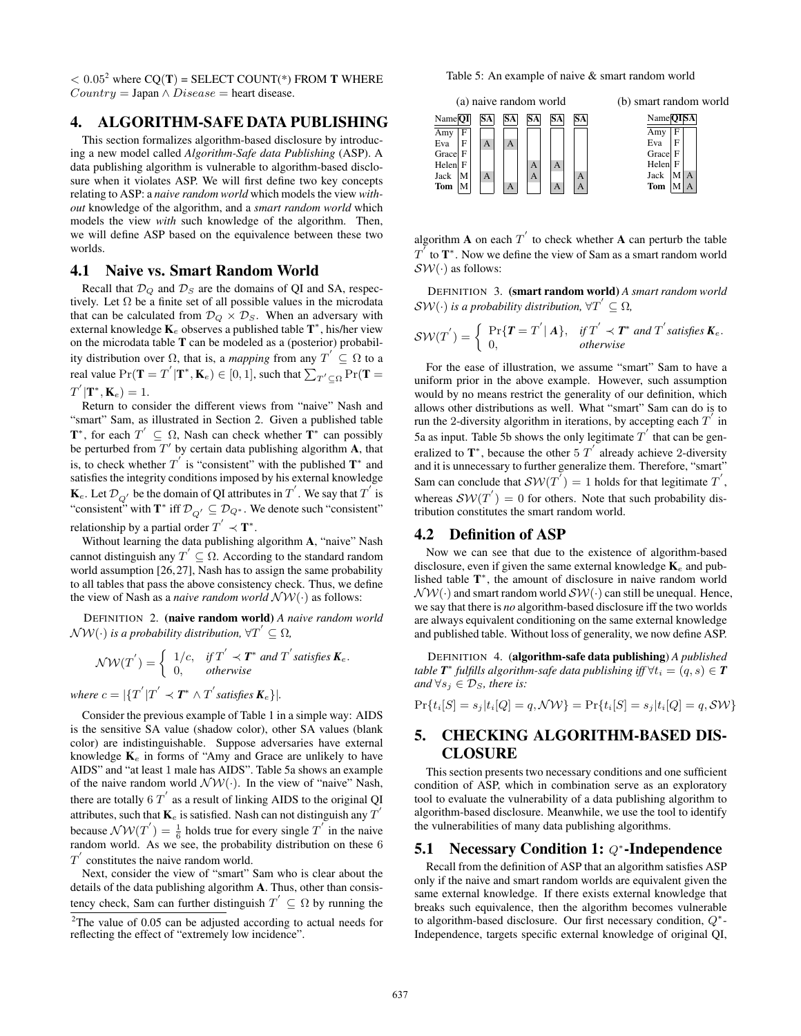$< 0.05^2$ where CQ(**T**) = SELECT COUNT(*) FROM **T** WHERE $Country$ = Japan $\wedge$ $Disease$ = heart disease.

## 4. ALGORITHM-SAFE DATA PUBLISHING

This section formalizes algorithm-based disclosure by introducing a new model called *Algorithm-Safe data Publishing* (ASP). A data publishing algorithm is vulnerable to algorithm-based disclosure when it violates ASP. We will first define two key concepts relating to ASP: a *naive random world* which models the view *without* knowledge of the algorithm, and a *smart random world* which models the view *with* such knowledge of the algorithm. Then, we will define ASP based on the equivalence between these two worlds.

### 4.1 Naive vs. Smart Random World

Recall that $\mathcal{D}_Q$ and $\mathcal{D}_S$ are the domains of QI and SA, respectively. Let $\Omega$ be a finite set of all possible values in the microdata that can be calculated from $\mathcal{D}_Q \times \mathcal{D}_S$. When an adversary with external knowledge $\mathbf{K}_e$ observes a published table $\mathbf{T}^*$, his/her view on the microdata table $\mathbf{T}$ can be modeled as a (posterior) probability distribution over $\Omega$, that is, a *mapping* from any $T^{'} \subseteq \Omega$ to a real value $\Pr(\mathbf{T} = T^{'}|\mathbf{T}^*, \mathbf{K}_e) \in [0, 1]$, such that $\sum_{T^{'} \subseteq \Omega} \Pr(\mathbf{T} = T^{'}|\mathbf{T}^*, \mathbf{K}_e) = 1$.

Return to consider the different views from "naive" Nash and "smart" Sam, as illustrated in Section 2. Given a published table $\mathbf{T}^*$, for each $T^{'} \subseteq \Omega$, Nash can check whether $\mathbf{T}^*$ can possibly be perturbed from $T^{'}$ by certain data publishing algorithm $\mathbf{A}$, that is, to check whether $T^{'}$ is "consistent" with the published $\mathbf{T}^*$ and satisfies the integrity conditions imposed by his external knowledge $\mathbf{K}_e$. Let $\mathcal{D}_{Q^{'}}$ be the domain of QI attributes in $T^{'}$. We say that $T^{'}$ is "consistent" with $\mathbf{T}^*$ iff $\mathcal{D}_{Q^{'}} \subseteq \mathcal{D}_{Q^*}$. We denote such "consistent" relationship by a partial order $T^{'} \prec \mathbf{T}^*$.

Without learning the data publishing algorithm $\mathbf{A}$, "naive" Nash cannot distinguish any $T^{'} \subseteq \Omega$. According to the standard random world assumption [26,27], Nash has to assign the same probability to all tables that pass the above consistency check. Thus, we define the view of Nash as a *naive random world* $\mathcal{NW}(\cdot)$ as follows:

DEFINITION 2. **(naive random world)** *A naive random world $\mathcal{NW}(\cdot)$ is a probability distribution, $\forall T^{'} \subseteq \Omega$,*

$$\mathcal{NW}(T^{'}) = \begin{cases} 1/c, & \text{if } T^{'} \prec \boldsymbol{T}^* \text{ and } T^{'} \text{ satisfies } \boldsymbol{K}_e. \\ 0, & \text{otherwise} \end{cases}$$

*where* $c = |\{T^{'}|T^{'} \prec \boldsymbol{T}^* \wedge T^{'} \text{ satisfies } \boldsymbol{K}_e\}|$.

Consider the previous example of Table 1 in a simple way: AIDS is the sensitive SA value (shadow color), other SA values (blank color) are indistinguishable. Suppose adversaries have external knowledge $\mathbf{K}_e$ in forms of "Amy and Grace are unlikely to have AIDS" and "at least 1 male has AIDS". Table 5a shows an example of the naive random world $\mathcal{NW}(\cdot)$. In the view of "naive" Nash, there are totally 6 $T^{'}$ as a result of linking AIDS to the original QI attributes, such that $\mathbf{K}_e$ is satisfied. Nash can not distinguish any $T^{'}$ because $\mathcal{NW}(T^{'}) = \frac{1}{6}$ holds true for every single $T^{'}$ in the naive random world. As we see, the probability distribution on these 6 $T^{'}$ constitutes the naive random world.

Next, consider the view of "smart" Sam who is clear about the details of the data publishing algorithm $\mathbf{A}$. Thus, other than consistency check, Sam can further distinguish $T^{'} \subseteq \Omega$ by running the algorithm $\mathbf{A}$ on each $T^{'}$ to check whether $\mathbf{A}$ can perturb the table $T^{'}$ to $\mathbf{T}^*$. Now we define the view of Sam as a smart random world $\mathcal{SW}(\cdot)$ as follows:

Table 5: An example of naive & smart random world

(a) naive random world

| Name | QI | SA | SA | SA | SA | SA |
|---|---|---|---|---|---|---|
| Amy | F | | | | | |
| Eva | F | A | A | | | |
| Grace | F | | | | | |
| Helen | F | | | A | A | |
| Jack | M | A | | A | | A |
| **Tom** | M | | A | | A | A |

(b) smart random world

| Name | QI | SA |
|---|---|---|
| Amy | F | |
| Eva | F | |
| Grace | F | |
| Helen | F | |
| Jack | M | A |
| **Tom** | M | A |

DEFINITION 3. **(smart random world)** *A smart random world $\mathcal{SW}(\cdot)$ is a probability distribution, $\forall T^{'} \subseteq \Omega$,*

$$\mathcal{SW}(T^{'}) = \begin{cases} \Pr\{\boldsymbol{T} = T^{'} \mid \boldsymbol{A}\}, & \text{if } T^{'} \prec \boldsymbol{T}^* \text{ and } T^{'} \text{ satisfies } \boldsymbol{K}_e. \\ 0, & \text{otherwise} \end{cases}$$

For the ease of illustration, we assume "smart" Sam to have a uniform prior in the above example. However, such assumption would by no means restrict the generality of our definition, which allows other distributions as well. What "smart" Sam can do is to run the 2-diversity algorithm in iterations, by accepting each $T^{'}$ in 5a as input. Table 5b shows the only legitimate $T^{'}$ that can be generalized to $\mathbf{T}^*$, because the other 5 $T^{'}$ already achieve 2-diversity and it is unnecessary to further generalize them. Therefore, "smart" Sam can conclude that $\mathcal{SW}(T^{'}) = 1$ holds for that legitimate $T^{'}$, whereas $\mathcal{SW}(T^{'}) = 0$ for others. Note that such probability distribution constitutes the smart random world.

### 4.2 Definition of ASP

Now we can see that due to the existence of algorithm-based disclosure, even if given the same external knowledge $\mathbf{K}_e$ and published table $\mathbf{T}^*$, the amount of disclosure in naive random world $\mathcal{NW}(\cdot)$ and smart random world $\mathcal{SW}(\cdot)$ can still be unequal. Hence, we say that there is *no* algorithm-based disclosure iff the two worlds are always equivalent conditioning on the same external knowledge and published table. Without loss of generality, we now define ASP.

DEFINITION 4. **(algorithm-safe data publishing)** *A published table $\boldsymbol{T}^*$ fulfills algorithm-safe data publishing iff $\forall t_i = (q, s) \in \boldsymbol{T}$ and $\forall s_j \in \mathcal{D}_S$, there is:*

$$\Pr\{t_i[S] = s_j | t_i[Q] = q, \mathcal{NW}\} = \Pr\{t_i[S] = s_j | t_i[Q] = q, \mathcal{SW}\}$$

## 5. CHECKING ALGORITHM-BASED DISCLOSURE

This section presents two necessary conditions and one sufficient condition of ASP, which in combination serve as an exploratory tool to evaluate the vulnerability of a data publishing algorithm to algorithm-based disclosure. Meanwhile, we use the tool to identify the vulnerabilities of many data publishing algorithms.

### 5.1 Necessary Condition 1: $Q^*$-Independence

Recall from the definition of ASP that an algorithm satisfies ASP only if the naive and smart random worlds are equivalent given the same external knowledge. If there exists external knowledge that breaks such equivalence, then the algorithm becomes vulnerable to algorithm-based disclosure. Our first necessary condition, $Q^*$-Independence, targets specific external knowledge of original QI,

[2] The value of 0.05 can be adjusted according to actual needs for reflecting the effect of "extremely low incidence".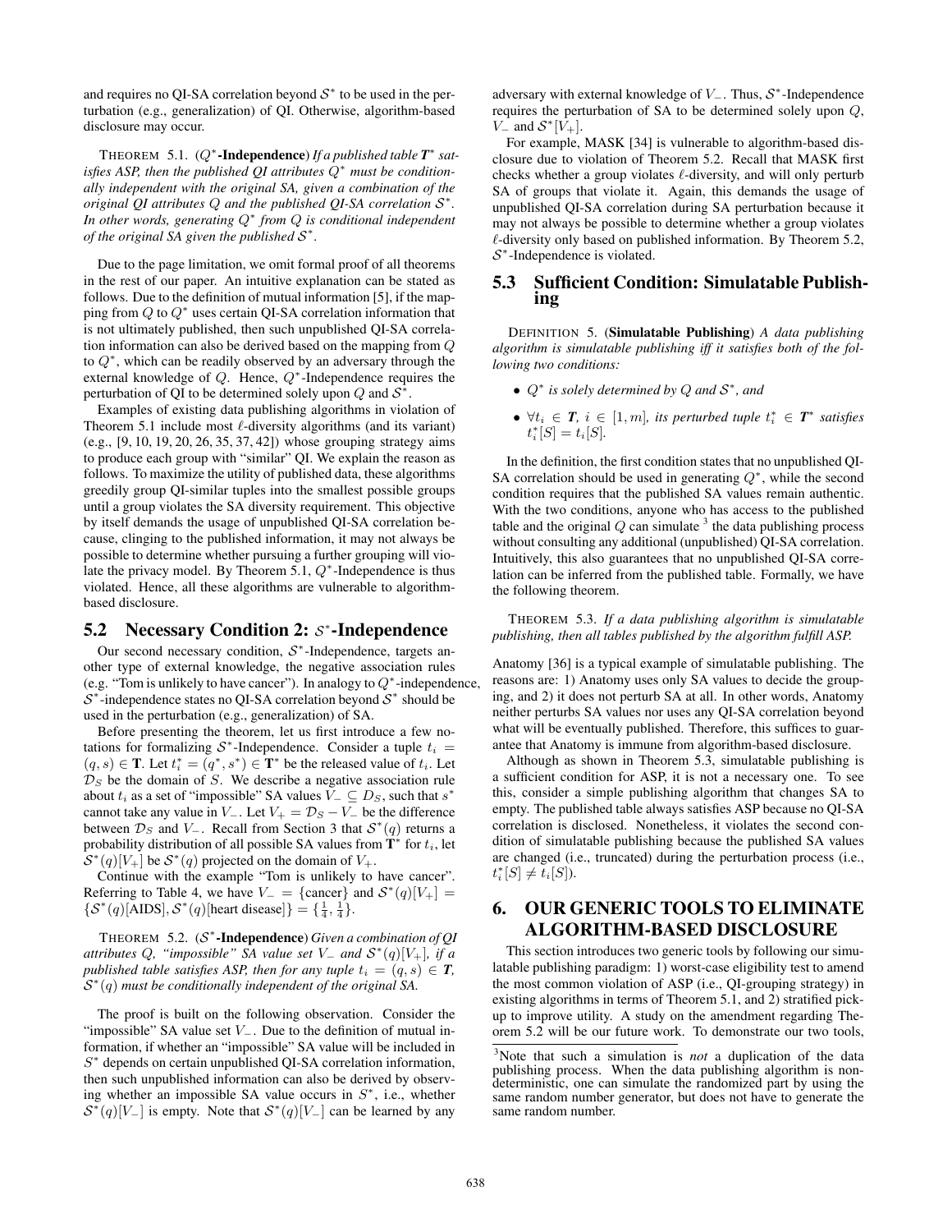and requires no QI-SA correlation beyond $\mathcal{S}^*$ to be used in the perturbation (e.g., generalization) of QI. Otherwise, algorithm-based disclosure may occur.

THEOREM 5.1. (**$Q^*$-Independence**) *If a published table $\boldsymbol{T}^*$ satisfies ASP, then the published QI attributes $Q^*$ must be conditionally independent with the original SA, given a combination of the original QI attributes $Q$ and the published QI-SA correlation $\mathcal{S}^*$. In other words, generating $Q^*$ from $Q$ is conditional independent of the original SA given the published $\mathcal{S}^*$.*

Due to the page limitation, we omit formal proof of all theorems in the rest of our paper. An intuitive explanation can be stated as follows. Due to the definition of mutual information [5], if the mapping from $Q$ to $Q^*$ uses certain QI-SA correlation information that is not ultimately published, then such unpublished QI-SA correlation information can also be derived based on the mapping from $Q$ to $Q^*$, which can be readily observed by an adversary through the external knowledge of $Q$. Hence, $Q^*$-Independence requires the perturbation of QI to be determined solely upon $Q$ and $\mathcal{S}^*$.

Examples of existing data publishing algorithms in violation of Theorem 5.1 include most $\ell$-diversity algorithms (and its variant) (e.g., [9, 10, 19, 20, 26, 35, 37, 42]) whose grouping strategy aims to produce each group with "similar" QI. We explain the reason as follows. To maximize the utility of published data, these algorithms greedily group QI-similar tuples into the smallest possible groups until a group violates the SA diversity requirement. This objective by itself demands the usage of unpublished QI-SA correlation because, clinging to the published information, it may not always be possible to determine whether pursuing a further grouping will violate the privacy model. By Theorem 5.1, $Q^*$-Independence is thus violated. Hence, all these algorithms are vulnerable to algorithm-based disclosure.

## 5.2 Necessary Condition 2: $\mathcal{S}^*$-Independence

Our second necessary condition, $\mathcal{S}^*$-Independence, targets another type of external knowledge, the negative association rules (e.g. "Tom is unlikely to have cancer"). In analogy to $Q^*$-independence, $\mathcal{S}^*$-independence states no QI-SA correlation beyond $\mathcal{S}^*$ should be used in the perturbation (e.g., generalization) of SA.

Before presenting the theorem, let us first introduce a few notations for formalizing $\mathcal{S}^*$-Independence. Consider a tuple $t_i = (q, s) \in \mathbf{T}$. Let $t_i^* = (q^*, s^*) \in \mathbf{T}^*$ be the released value of $t_i$. Let $\mathcal{D}_S$ be the domain of $S$. We describe a negative association rule about $t_i$ as a set of "impossible" SA values $V_- \subseteq D_S$, such that $s^*$ cannot take any value in $V_-$. Let $V_+ = \mathcal{D}_S - V_-$ be the difference between $\mathcal{D}_S$ and $V_-$. Recall from Section 3 that $\mathcal{S}^*(q)$ returns a probability distribution of all possible SA values from $\mathbf{T}^*$ for $t_i$, let $\mathcal{S}^*(q)[V_+]$ be $\mathcal{S}^*(q)$ projected on the domain of $V_+$.

Continue with the example "Tom is unlikely to have cancer". Referring to Table 4, we have $V_- = \{\text{cancer}\}$ and $\mathcal{S}^*(q)[V_+] = \{\mathcal{S}^*(q)[\text{AIDS}], \mathcal{S}^*(q)[\text{heart disease}]\} = \{\frac{1}{4}, \frac{1}{4}\}$.

THEOREM 5.2. (**$\mathcal{S}^*$-Independence**) *Given a combination of QI attributes $Q$, "impossible" SA value set $V_-$ and $\mathcal{S}^*(q)[V_+]$, if a published table satisfies ASP, then for any tuple $t_i = (q, s) \in \boldsymbol{T}$, $\mathcal{S}^*(q)$ must be conditionally independent of the original SA.*

The proof is built on the following observation. Consider the "impossible" SA value set $V_-$. Due to the definition of mutual information, if whether an "impossible" SA value will be included in $S^*$ depends on certain unpublished QI-SA correlation information, then such unpublished information can also be derived by observing whether an impossible SA value occurs in $S^*$, i.e., whether $\mathcal{S}^*(q)[V_-]$ is empty. Note that $\mathcal{S}^*(q)[V_-]$ can be learned by any adversary with external knowledge of $V_-$. Thus, $\mathcal{S}^*$-Independence requires the perturbation of SA to be determined solely upon $Q$, $V_-$ and $\mathcal{S}^*[V_+]$.

For example, MASK [34] is vulnerable to algorithm-based disclosure due to violation of Theorem 5.2. Recall that MASK first checks whether a group violates $\ell$-diversity, and will only perturb SA of groups that violate it. Again, this demands the usage of unpublished QI-SA correlation during SA perturbation because it may not always be possible to determine whether a group violates $\ell$-diversity only based on published information. By Theorem 5.2, $\mathcal{S}^*$-Independence is violated.

## 5.3 Sufficient Condition: Simulatable Publishing

DEFINITION 5. (**Simulatable Publishing**) *A data publishing algorithm is simulatable publishing iff it satisfies both of the following two conditions:*

- *$Q^*$ is solely determined by $Q$ and $\mathcal{S}^*$, and*
- *$\forall t_i \in \boldsymbol{T}$, $i \in [1, m]$, its perturbed tuple $t_i^* \in \boldsymbol{T}^*$ satisfies $t_i^*[S] = t_i[S]$.*

In the definition, the first condition states that no unpublished QI-SA correlation should be used in generating $Q^*$, while the second condition requires that the published SA values remain authentic. With the two conditions, anyone who has access to the published table and the original $Q$ can simulate [3] the data publishing process without consulting any additional (unpublished) QI-SA correlation. Intuitively, this also guarantees that no unpublished QI-SA correlation can be inferred from the published table. Formally, we have the following theorem.

THEOREM 5.3. *If a data publishing algorithm is simulatable publishing, then all tables published by the algorithm fulfill ASP.*

Anatomy [36] is a typical example of simulatable publishing. The reasons are: 1) Anatomy uses only SA values to decide the grouping, and 2) it does not perturb SA at all. In other words, Anatomy neither perturbs SA values nor uses any QI-SA correlation beyond what will be eventually published. Therefore, this suffices to guarantee that Anatomy is immune from algorithm-based disclosure.

Although as shown in Theorem 5.3, simulatable publishing is a sufficient condition for ASP, it is not a necessary one. To see this, consider a simple publishing algorithm that changes SA to empty. The published table always satisfies ASP because no QI-SA correlation is disclosed. Nonetheless, it violates the second condition of simulatable publishing because the published SA values are changed (i.e., truncated) during the perturbation process (i.e., $t_i^*[S] \neq t_i[S]$).

# 6. OUR GENERIC TOOLS TO ELIMINATE ALGORITHM-BASED DISCLOSURE

This section introduces two generic tools by following our simulatable publishing paradigm: 1) worst-case eligibility test to amend the most common violation of ASP (i.e., QI-grouping strategy) in existing algorithms in terms of Theorem 5.1, and 2) stratified pick-up to improve utility. A study on the amendment regarding Theorem 5.2 will be our future work. To demonstrate our two tools,

[3] Note that such a simulation is *not* a duplication of the data publishing process. When the data publishing algorithm is non-deterministic, one can simulate the randomized part by using the same random number generator, but does not have to generate the same random number.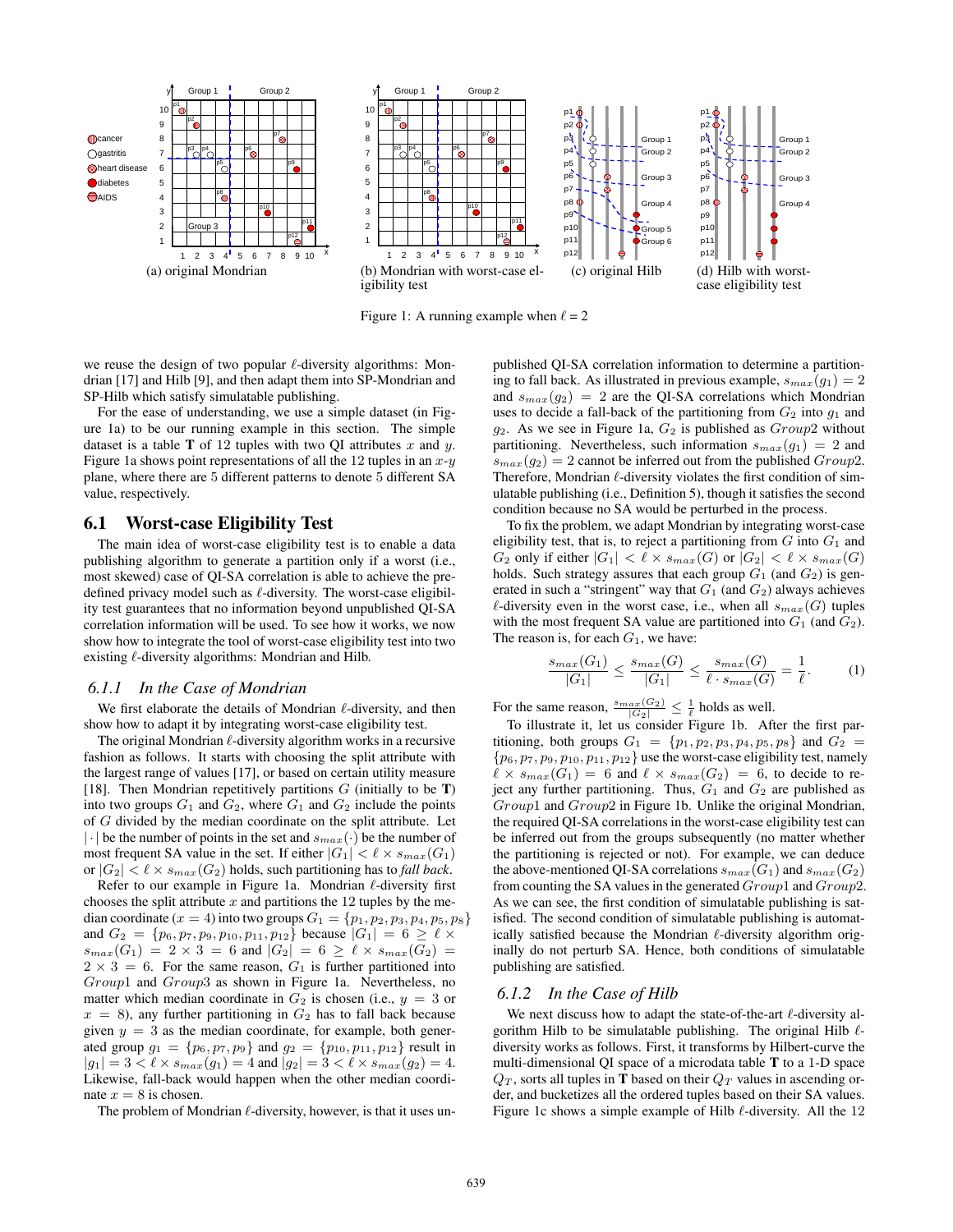Figure 1: A running example when $\ell = 2$

(a) original Mondrian (b) Mondrian with worst-case eligibility test (c) original Hilb (d) Hilb with worst-case eligibility test

we reuse the design of two popular $\ell$-diversity algorithms: Mondrian [17] and Hilb [9], and then adapt them into SP-Mondrian and SP-Hilb which satisfy simulatable publishing.

For the ease of understanding, we use a simple dataset (in Figure 1a) to be our running example in this section. The simple dataset is a table $\mathbf{T}$ of 12 tuples with two QI attributes $x$ and $y$. Figure 1a shows point representations of all the 12 tuples in an $x$-$y$ plane, where there are 5 different patterns to denote 5 different SA value, respectively.

## 6.1 Worst-case Eligibility Test

The main idea of worst-case eligibility test is to enable a data publishing algorithm to generate a partition only if a worst (i.e., most skewed) case of QI-SA correlation is able to achieve the predefined privacy model such as $\ell$-diversity. The worst-case eligibility test guarantees that no information beyond unpublished QI-SA correlation information will be used. To see how it works, we now show how to integrate the tool of worst-case eligibility test into two existing $\ell$-diversity algorithms: Mondrian and Hilb.

### 6.1.1 In the Case of Mondrian

We first elaborate the details of Mondrian $\ell$-diversity, and then show how to adapt it by integrating worst-case eligibility test.

The original Mondrian $\ell$-diversity algorithm works in a recursive fashion as follows. It starts with choosing the split attribute with the largest range of values [17], or based on certain utility measure [18]. Then Mondrian repetitively partitions $G$ (initially to be $\mathbf{T}$) into two groups $G_1$ and $G_2$, where $G_1$ and $G_2$ include the points of $G$ divided by the median coordinate on the split attribute. Let $|\cdot|$ be the number of points in the set and $s_{max}(\cdot)$ be the number of most frequent SA value in the set. If either $|G_1| < \ell \times s_{max}(G_1)$ or $|G_2| < \ell \times s_{max}(G_2)$ holds, such partitioning has to *fall back*.

Refer to our example in Figure 1a. Mondrian $\ell$-diversity first chooses the split attribute $x$ and partitions the 12 tuples by the median coordinate ($x = 4$) into two groups $G_1 = \{p_1, p_2, p_3, p_4, p_5, p_8\}$ and $G_2 = \{p_6, p_7, p_9, p_{10}, p_{11}, p_{12}\}$ because $|G_1| = 6 \geq \ell \times s_{max}(G_1) = 2 \times 3 = 6$ and $|G_2| = 6 \geq \ell \times s_{max}(G_2) = 2 \times 3 = 6$. For the same reason, $G_1$ is further partitioned into $Group1$ and $Group3$ as shown in Figure 1a. Nevertheless, no matter which median coordinate in $G_2$ is chosen (i.e., $y = 3$ or $x = 8$), any further partitioning in $G_2$ has to fall back because given $y = 3$ as the median coordinate, for example, both generated group $g_1 = \{p_6, p_7, p_9\}$ and $g_2 = \{p_{10}, p_{11}, p_{12}\}$ result in $|g_1| = 3 < \ell \times s_{max}(g_1) = 4$ and $|g_2| = 3 < \ell \times s_{max}(g_2) = 4$. Likewise, fall-back would happen when the other median coordinate $x = 8$ is chosen.

The problem of Mondrian $\ell$-diversity, however, is that it uses unpublished QI-SA correlation information to determine a partitioning to fall back. As illustrated in previous example, $s_{max}(g_1) = 2$ and $s_{max}(g_2) = 2$ are the QI-SA correlations which Mondrian uses to decide a fall-back of the partitioning from $G_2$ into $g_1$ and $g_2$. As we see in Figure 1a, $G_2$ is published as $Group2$ without partitioning. Nevertheless, such information $s_{max}(g_1) = 2$ and $s_{max}(g_2) = 2$ cannot be inferred out from the published $Group2$. Therefore, Mondrian $\ell$-diversity violates the first condition of simulatable publishing (i.e., Definition 5), though it satisfies the second condition because no SA would be perturbed in the process.

To fix the problem, we adapt Mondrian by integrating worst-case eligibility test, that is, to reject a partitioning from $G$ into $G_1$ and $G_2$ only if either $|G_1| < \ell \times s_{max}(G)$ or $|G_2| < \ell \times s_{max}(G)$ holds. Such strategy assures that each group $G_1$ (and $G_2$) is generated in such a "stringent" way that $G_1$ (and $G_2$) always achieves $\ell$-diversity even in the worst case, i.e., when all $s_{max}(G)$ tuples with the most frequent SA value are partitioned into $G_1$ (and $G_2$). The reason is, for each $G_1$, we have:

$$\frac{s_{max}(G_1)}{|G_1|} \leq \frac{s_{max}(G)}{|G_1|} \leq \frac{s_{max}(G)}{\ell \cdot s_{max}(G)} = \frac{1}{\ell}. \qquad (1)$$

For the same reason, $\frac{s_{max}(G_2)}{|G_2|} \leq \frac{1}{\ell}$ holds as well.

To illustrate it, let us consider Figure 1b. After the first partitioning, both groups $G_1 = \{p_1, p_2, p_3, p_4, p_5, p_8\}$ and $G_2 = \{p_6, p_7, p_9, p_{10}, p_{11}, p_{12}\}$ use the worst-case eligibility test, namely $\ell \times s_{max}(G_1) = 6$ and $\ell \times s_{max}(G_2) = 6$, to decide to reject any further partitioning. Thus, $G_1$ and $G_2$ are published as $Group1$ and $Group2$ in Figure 1b. Unlike the original Mondrian, the required QI-SA correlations in the worst-case eligibility test can be inferred out from the groups subsequently (no matter whether the partitioning is rejected or not). For example, we can deduce the above-mentioned QI-SA correlations $s_{max}(G_1)$ and $s_{max}(G_2)$ from counting the SA values in the generated $Group1$ and $Group2$. As we can see, the first condition of simulatable publishing is satisfied. The second condition of simulatable publishing is automatically satisfied because the Mondrian $\ell$-diversity algorithm originally do not perturb SA. Hence, both conditions of simulatable publishing are satisfied.

### 6.1.2 In the Case of Hilb

We next discuss how to adapt the state-of-the-art $\ell$-diversity algorithm Hilb to be simulatable publishing. The original Hilb $\ell$-diversity works as follows. First, it transforms by Hilbert-curve the multi-dimensional QI space of a microdata table $\mathbf{T}$ to a 1-D space $Q_T$, sorts all tuples in $\mathbf{T}$ based on their $Q_T$ values in ascending order, and bucketizes all the ordered tuples based on their SA values. Figure 1c shows a simple example of Hilb $\ell$-diversity. All the 12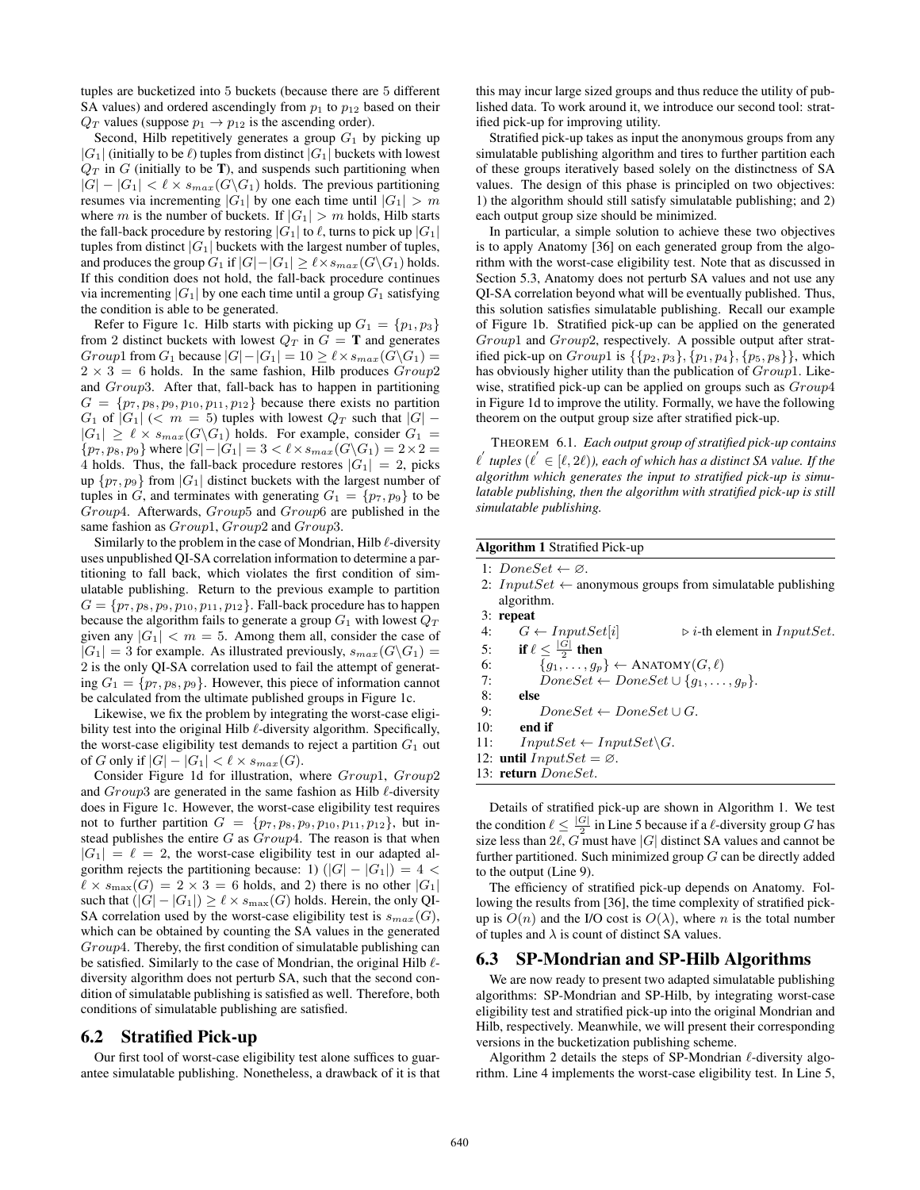tuples are bucketized into 5 buckets (because there are 5 different SA values) and ordered ascendingly from $p_1$ to $p_{12}$ based on their $Q_T$ values (suppose $p_1 \rightarrow p_{12}$ is the ascending order).

Second, Hilb repetitively generates a group $G_1$ by picking up $|G_1|$ (initially to be $\ell$) tuples from distinct $|G_1|$ buckets with lowest $Q_T$ in $G$ (initially to be $\mathbf{T}$), and suspends such partitioning when $|G| - |G_1| < \ell \times s_{max}(G \backslash G_1)$ holds. The previous partitioning resumes via incrementing $|G_1|$ by one each time until $|G_1| > m$ where $m$ is the number of buckets. If $|G_1| > m$ holds, Hilb starts the fall-back procedure by restoring $|G_1|$ to $\ell$, turns to pick up $|G_1|$ tuples from distinct $|G_1|$ buckets with the largest number of tuples, and produces the group $G_1$ if $|G| - |G_1| \geq \ell \times s_{max}(G \backslash G_1)$ holds. If this condition does not hold, the fall-back procedure continues via incrementing $|G_1|$ by one each time until a group $G_1$ satisfying the condition is able to be generated.

Refer to Figure 1c. Hilb starts with picking up $G_1 = \{p_1, p_3\}$ from 2 distinct buckets with lowest $Q_T$ in $G = \mathbf{T}$ and generates $Group1$ from $G_1$ because $|G| - |G_1| = 10 \geq \ell \times s_{max}(G \backslash G_1) = 2 \times 3 = 6$ holds. In the same fashion, Hilb produces $Group2$ and $Group3$. After that, fall-back has to happen in partitioning $G = \{p_7, p_8, p_9, p_{10}, p_{11}, p_{12}\}$ because there exists no partition $G_1$ of $|G_1|$ ($< m = 5$) tuples with lowest $Q_T$ such that $|G| - |G_1| \geq \ell \times s_{max}(G \backslash G_1)$ holds. For example, consider $G_1 = \{p_7, p_8, p_9\}$ where $|G| - |G_1| = 3 < \ell \times s_{max}(G \backslash G_1) = 2 \times 2 = 4$ holds. Thus, the fall-back procedure restores $|G_1| = 2$, picks up $\{p_7, p_9\}$ from $|G_1|$ distinct buckets with the largest number of tuples in $G$, and terminates with generating $G_1 = \{p_7, p_9\}$ to be $Group4$. Afterwards, $Group5$ and $Group6$ are published in the same fashion as $Group1$, $Group2$ and $Group3$.

Similarly to the problem in the case of Mondrian, Hilb $\ell$-diversity uses unpublished QI-SA correlation information to determine a partitioning to fall back, which violates the first condition of simulatable publishing. Return to the previous example to partition $G = \{p_7, p_8, p_9, p_{10}, p_{11}, p_{12}\}$. Fall-back procedure has to happen because the algorithm fails to generate a group $G_1$ with lowest $Q_T$ given any $|G_1| < m = 5$. Among them all, consider the case of $|G_1| = 3$ for example. As illustrated previously, $s_{max}(G \backslash G_1) = 2$ is the only QI-SA correlation used to fail the attempt of generating $G_1 = \{p_7, p_8, p_9\}$. However, this piece of information cannot be calculated from the ultimate published groups in Figure 1c.

Likewise, we fix the problem by integrating the worst-case eligibility test into the original Hilb $\ell$-diversity algorithm. Specifically, the worst-case eligibility test demands to reject a partition $G_1$ out of $G$ only if $|G| - |G_1| < \ell \times s_{max}(G)$.

Consider Figure 1d for illustration, where $Group1$, $Group2$ and $Group3$ are generated in the same fashion as Hilb $\ell$-diversity does in Figure 1c. However, the worst-case eligibility test requires not to further partition $G = \{p_7, p_8, p_9, p_{10}, p_{11}, p_{12}\}$, but instead publishes the entire $G$ as $Group4$. The reason is that when $|G_1| = \ell = 2$, the worst-case eligibility test in our adapted algorithm rejects the partitioning because: 1) $(|G| - |G_1|) = 4 < \ell \times s_{max}(G) = 2 \times 3 = 6$ holds, and 2) there is no other $|G_1|$ such that $(|G| - |G_1|) \geq \ell \times s_{max}(G)$ holds. Herein, the only QI-SA correlation used by the worst-case eligibility test is $s_{max}(G)$, which can be obtained by counting the SA values in the generated $Group4$. Thereby, the first condition of simulatable publishing can be satisfied. Similarly to the case of Mondrian, the original Hilb $\ell$-diversity algorithm does not perturb SA, such that the second condition of simulatable publishing is satisfied as well. Therefore, both conditions of simulatable publishing are satisfied.

## 6.2 Stratified Pick-up

Our first tool of worst-case eligibility test alone suffices to guarantee simulatable publishing. Nonetheless, a drawback of it is that this may incur large sized groups and thus reduce the utility of published data. To work around it, we introduce our second tool: stratified pick-up for improving utility.

Stratified pick-up takes as input the anonymous groups from any simulatable publishing algorithm and tires to further partition each of these groups iteratively based solely on the distinctness of SA values. The design of this phase is principled on two objectives: 1) the algorithm should still satisfy simulatable publishing; and 2) each output group size should be minimized.

In particular, a simple solution to achieve these two objectives is to apply Anatomy [36] on each generated group from the algorithm with the worst-case eligibility test. Note that as discussed in Section 5.3, Anatomy does not perturb SA values and not use any QI-SA correlation beyond what will be eventually published. Thus, this solution satisfies simulatable publishing. Recall our example of Figure 1b. Stratified pick-up can be applied on the generated $Group1$ and $Group2$, respectively. A possible output after stratified pick-up on $Group1$ is $\{\{p_2, p_3\}, \{p_1, p_4\}, \{p_5, p_8\}\}$, which has obviously higher utility than the publication of $Group1$. Likewise, stratified pick-up can be applied on groups such as $Group4$ in Figure 1d to improve the utility. Formally, we have the following theorem on the output group size after stratified pick-up.

THEOREM 6.1. *Each output group of stratified pick-up contains $\ell'$ tuples ($\ell' \in [\ell, 2\ell)$), each of which has a distinct SA value. If the algorithm which generates the input to stratified pick-up is simulatable publishing, then the algorithm with stratified pick-up is still simulatable publishing.*

**Algorithm 1** Stratified Pick-up

```
1:  DoneSet ← ∅.
2:  InputSet ← anonymous groups from simulatable publishing
    algorithm.
3:  repeat
4:      G ← InputSet[i]                 ▷ i-th element in InputSet.
5:      if ℓ ≤ |G|/2 then
6:          {g_1, ..., g_p} ← ANATOMY(G, ℓ)
7:          DoneSet ← DoneSet ∪ {g_1, ..., g_p}.
8:      else
9:          DoneSet ← DoneSet ∪ G.
10:     end if
11:     InputSet ← InputSet\G.
12: until InputSet = ∅.
13: return DoneSet.
```

Details of stratified pick-up are shown in Algorithm 1. We test the condition $\ell \leq \frac{|G|}{2}$ in Line 5 because if a $\ell$-diversity group $G$ has size less than $2\ell$, $G$ must have $|G|$ distinct SA values and cannot be further partitioned. Such minimized group $G$ can be directly added to the output (Line 9).

The efficiency of stratified pick-up depends on Anatomy. Following the results from [36], the time complexity of stratified pick-up is $O(n)$ and the I/O cost is $O(\lambda)$, where $n$ is the total number of tuples and $\lambda$ is count of distinct SA values.

## 6.3 SP-Mondrian and SP-Hilb Algorithms

We are now ready to present two adapted simulatable publishing algorithms: SP-Mondrian and SP-Hilb, by integrating worst-case eligibility test and stratified pick-up into the original Mondrian and Hilb, respectively. Meanwhile, we will present their corresponding versions in the bucketization publishing scheme.

Algorithm 2 details the steps of SP-Mondrian $\ell$-diversity algorithm. Line 4 implements the worst-case eligibility test. In Line 5,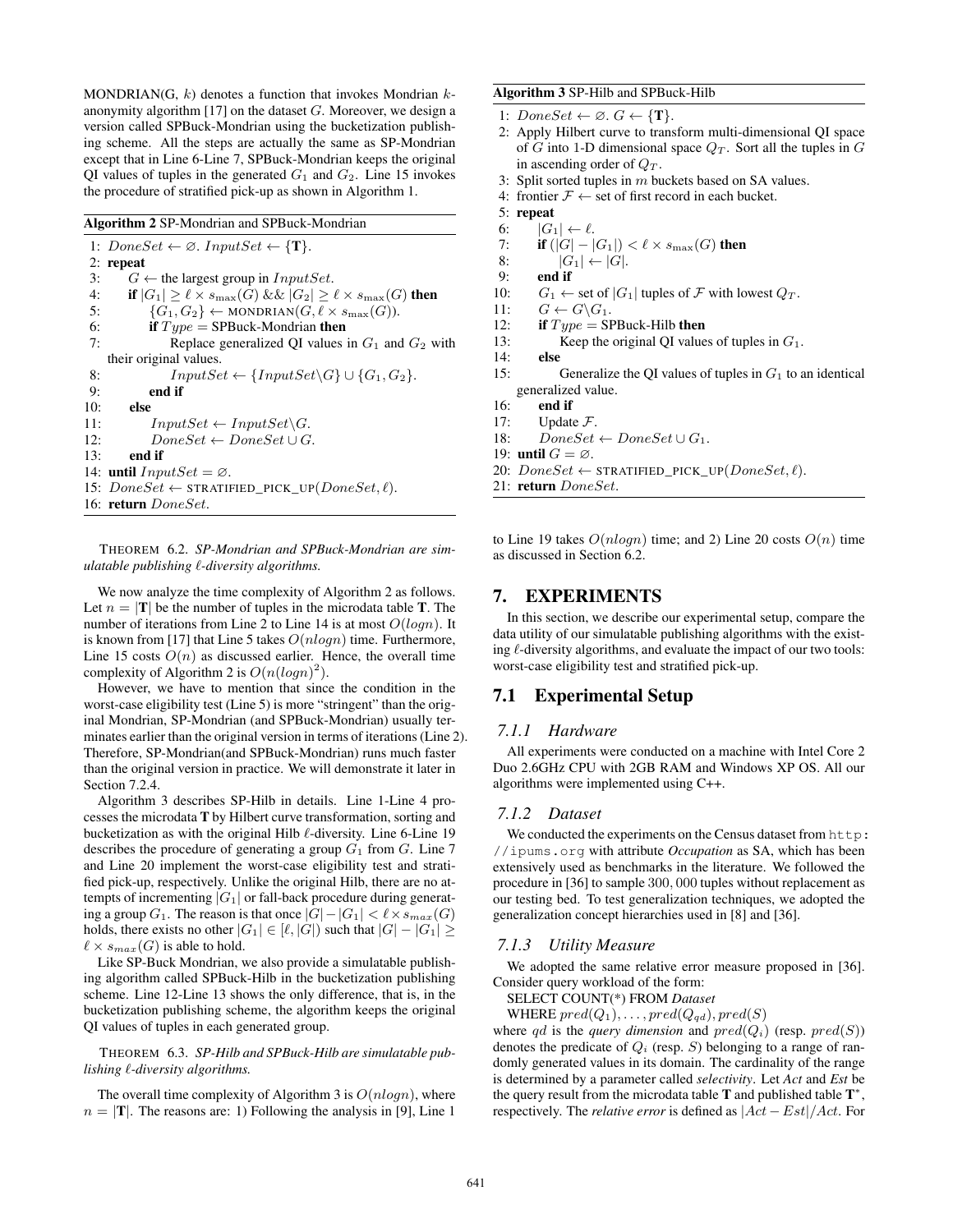MONDRIAN(G, $k$) denotes a function that invokes Mondrian $k$-anonymity algorithm [17] on the dataset $G$. Moreover, we design a version called SPBuck-Mondrian using the bucketization publishing scheme. All the steps are actually the same as SP-Mondrian except that in Line 6-Line 7, SPBuck-Mondrian keeps the original QI values of tuples in the generated $G_1$ and $G_2$. Line 15 invokes the procedure of stratified pick-up as shown in Algorithm 1.

**Algorithm 2** SP-Mondrian and SPBuck-Mondrian

```
1: DoneSet ← ∅. InputSet ← {T}.
2: repeat
3:    G ← the largest group in InputSet.
4:    if |G_1| ≥ ℓ × s_max(G) && |G_2| ≥ ℓ × s_max(G) then
5:       {G_1, G_2} ← MONDRIAN(G, ℓ × s_max(G)).
6:       if Type = SPBuck-Mondrian then
7:          Replace generalized QI values in G_1 and G_2 with
            their original values.
8:          InputSet ← {InputSet\G} ∪ {G_1, G_2}.
9:       end if
10:   else
11:      InputSet ← InputSet\G.
12:      DoneSet ← DoneSet ∪ G.
13:   end if
14: until InputSet = ∅.
15: DoneSet ← STRATIFIED_PICK_UP(DoneSet, ℓ).
16: return DoneSet.
```

THEOREM 6.2. *SP-Mondrian and SPBuck-Mondrian are simulatable publishing $\ell$-diversity algorithms.*

We now analyze the time complexity of Algorithm 2 as follows. Let $n = |\mathbf{T}|$ be the number of tuples in the microdata table $\mathbf{T}$. The number of iterations from Line 2 to Line 14 is at most $O(logn)$. It is known from [17] that Line 5 takes $O(nlogn)$ time. Furthermore, Line 15 costs $O(n)$ as discussed earlier. Hence, the overall time complexity of Algorithm 2 is $O(n(logn)^2)$.

However, we have to mention that since the condition in the worst-case eligibility test (Line 5) is more "stringent" than the original Mondrian, SP-Mondrian (and SPBuck-Mondrian) usually terminates earlier than the original version in terms of iterations (Line 2). Therefore, SP-Mondrian(and SPBuck-Mondrian) runs much faster than the original version in practice. We will demonstrate it later in Section 7.2.4.

Algorithm 3 describes SP-Hilb in details. Line 1-Line 4 processes the microdata $\mathbf{T}$ by Hilbert curve transformation, sorting and bucketization as with the original Hilb $\ell$-diversity. Line 6-Line 19 describes the procedure of generating a group $G_1$ from $G$. Line 7 and Line 20 implement the worst-case eligibility test and stratified pick-up, respectively. Unlike the original Hilb, there are no attempts of incrementing $|G_1|$ or fall-back procedure during generating a group $G_1$. The reason is that once $|G| - |G_1| < \ell \times s_{max}(G)$ holds, there exists no other $|G_1| \in [\ell, |G|)$ such that $|G| - |G_1| \geq \ell \times s_{max}(G)$ is able to hold.

Like SP-Buck Mondrian, we also provide a simulatable publishing algorithm called SPBuck-Hilb in the bucketization publishing scheme. Line 12-Line 13 shows the only difference, that is, in the bucketization publishing scheme, the algorithm keeps the original QI values of tuples in each generated group.

THEOREM 6.3. *SP-Hilb and SPBuck-Hilb are simulatable publishing $\ell$-diversity algorithms.*

The overall time complexity of Algorithm 3 is $O(nlogn)$, where $n = |\mathbf{T}|$. The reasons are: 1) Following the analysis in [9], Line 1 to Line 19 takes $O(nlogn)$ time; and 2) Line 20 costs $O(n)$ time as discussed in Section 6.2.

**Algorithm 3** SP-Hilb and SPBuck-Hilb

```
1: DoneSet ← ∅. G ← {T}.
2: Apply Hilbert curve to transform multi-dimensional QI space
   of G into 1-D dimensional space Q_T. Sort all the tuples in G
   in ascending order of Q_T.
3: Split sorted tuples in m buckets based on SA values.
4: frontier F ← set of first record in each bucket.
5: repeat
6:    |G_1| ← ℓ.
7:    if (|G| − |G_1|) < ℓ × s_max(G) then
8:       |G_1| ← |G|.
9:    end if
10:   G_1 ← set of |G_1| tuples of F with lowest Q_T.
11:   G ← G\G_1.
12:   if Type = SPBuck-Hilb then
13:      Keep the original QI values of tuples in G_1.
14:   else
15:      Generalize the QI values of tuples in G_1 to an identical
         generalized value.
16:   end if
17:   Update F.
18:   DoneSet ← DoneSet ∪ G_1.
19: until G = ∅.
20: DoneSet ← STRATIFIED_PICK_UP(DoneSet, ℓ).
21: return DoneSet.
```

# 7. EXPERIMENTS

In this section, we describe our experimental setup, compare the data utility of our simulatable publishing algorithms with the existing $\ell$-diversity algorithms, and evaluate the impact of our two tools: worst-case eligibility test and stratified pick-up.

## 7.1 Experimental Setup

### 7.1.1 Hardware

All experiments were conducted on a machine with Intel Core 2 Duo 2.6GHz CPU with 2GB RAM and Windows XP OS. All our algorithms were implemented using C++.

### 7.1.2 Dataset

We conducted the experiments on the Census dataset from http://ipums.org with attribute *Occupation* as SA, which has been extensively used as benchmarks in the literature. We followed the procedure in [36] to sample $300,000$ tuples without replacement as our testing bed. To test generalization techniques, we adopted the generalization concept hierarchies used in [8] and [36].

### 7.1.3 Utility Measure

We adopted the same relative error measure proposed in [36]. Consider query workload of the form:

SELECT COUNT(*) FROM *Dataset*

WHERE $pred(Q_1), \ldots, pred(Q_{qd}), pred(S)$

where $qd$ is the *query dimension* and $pred(Q_i)$ (resp. $pred(S)$) denotes the predicate of $Q_i$ (resp. $S$) belonging to a range of randomly generated values in its domain. The cardinality of the range is determined by a parameter called *selectivity*. Let *Act* and *Est* be the query result from the microdata table $\mathbf{T}$ and published table $\mathbf{T}^*$, respectively. The *relative error* is defined as $|Act - Est|/Act$. For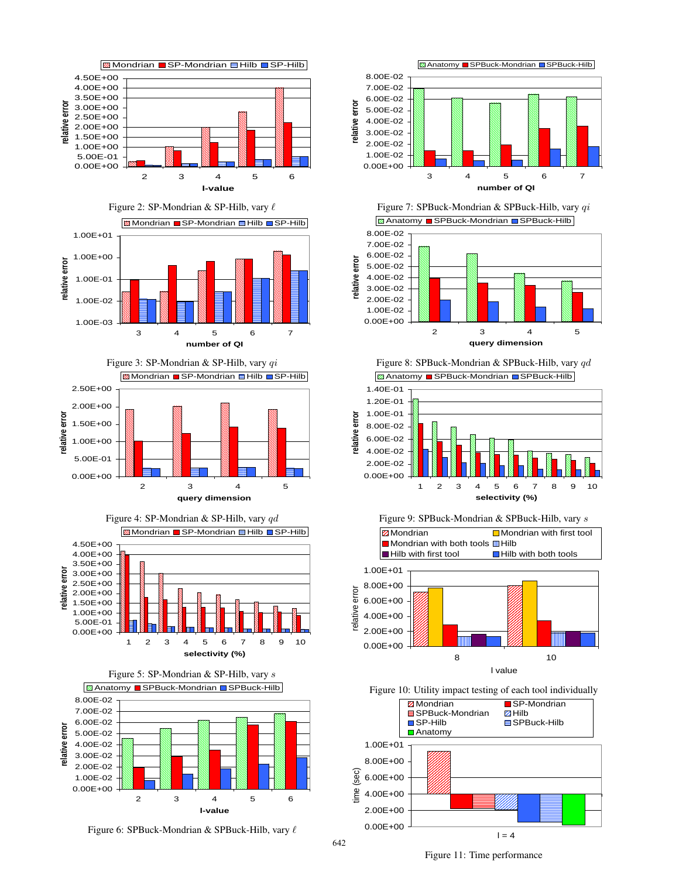Figure 2: SP-Mondrian & SP-Hilb, vary $\ell$

Figure 3: SP-Mondrian & SP-Hilb, vary $qi$

Figure 4: SP-Mondrian & SP-Hilb, vary $qd$

Figure 5: SP-Mondrian & SP-Hilb, vary $s$

Figure 6: SPBuck-Mondrian & SPBuck-Hilb, vary $\ell$

Figure 7: SPBuck-Mondrian & SPBuck-Hilb, vary $qi$

Figure 8: SPBuck-Mondrian & SPBuck-Hilb, vary $qd$

Figure 9: SPBuck-Mondrian & SPBuck-Hilb, vary $s$

Figure 10: Utility impact testing of each tool individually

Figure 11: Time performance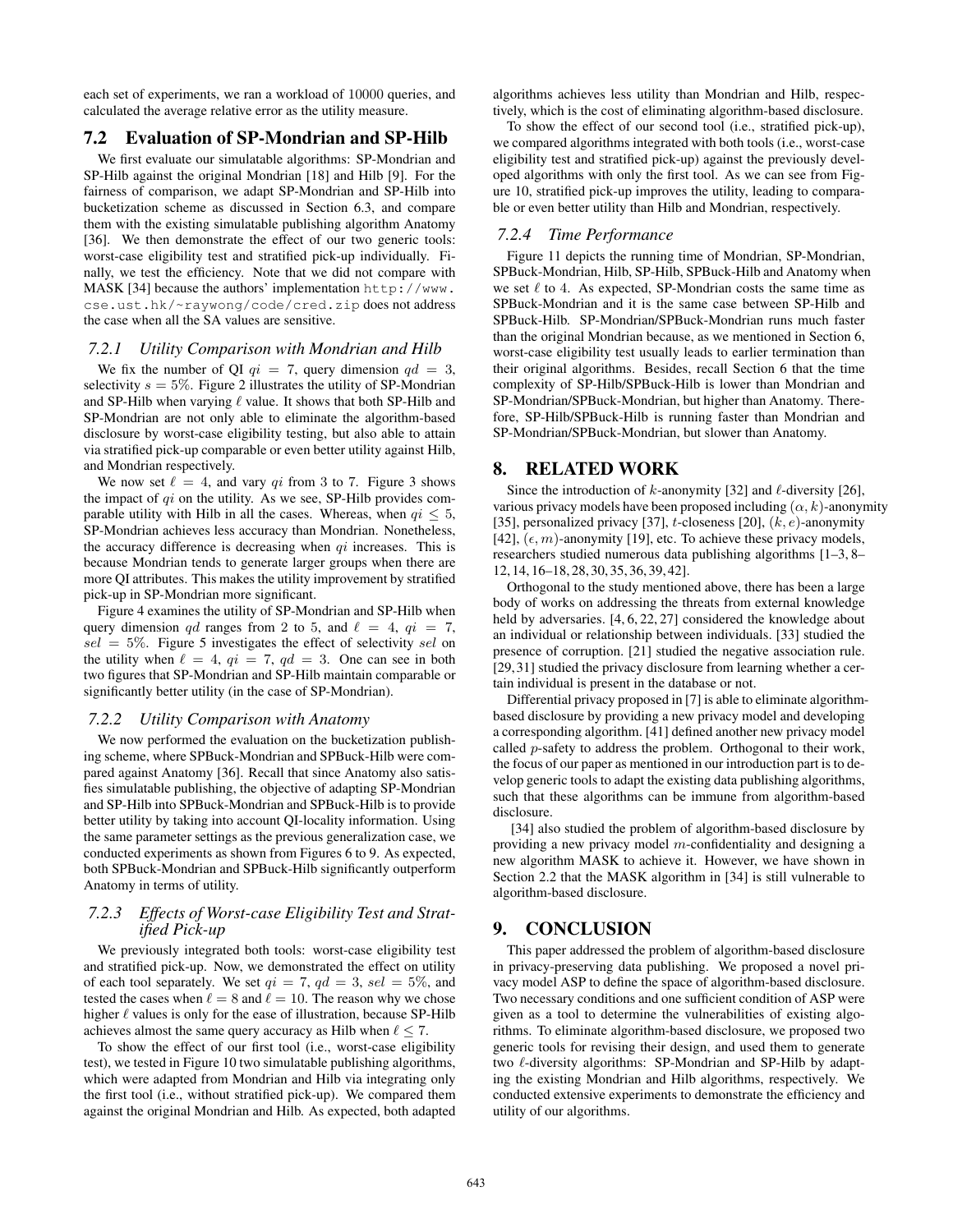each set of experiments, we ran a workload of 10000 queries, and calculated the average relative error as the utility measure.

## 7.2 Evaluation of SP-Mondrian and SP-Hilb

We first evaluate our simulatable algorithms: SP-Mondrian and SP-Hilb against the original Mondrian [18] and Hilb [9]. For the fairness of comparison, we adapt SP-Mondrian and SP-Hilb into bucketization scheme as discussed in Section 6.3, and compare them with the existing simulatable publishing algorithm Anatomy [36]. We then demonstrate the effect of our two generic tools: worst-case eligibility test and stratified pick-up individually. Finally, we test the efficiency. Note that we did not compare with MASK [34] because the authors' implementation `http://www.cse.ust.hk/~raywong/code/cred.zip` does not address the case when all the SA values are sensitive.

### 7.2.1 Utility Comparison with Mondrian and Hilb

We fix the number of QI $qi = 7$, query dimension $qd = 3$, selectivity $s = 5\%$. Figure 2 illustrates the utility of SP-Mondrian and SP-Hilb when varying $\ell$ value. It shows that both SP-Hilb and SP-Mondrian are not only able to eliminate the algorithm-based disclosure by worst-case eligibility testing, but also able to attain via stratified pick-up comparable or even better utility against Hilb, and Mondrian respectively.

We now set $\ell = 4$, and vary $qi$ from 3 to 7. Figure 3 shows the impact of $qi$ on the utility. As we see, SP-Hilb provides comparable utility with Hilb in all the cases. Whereas, when $qi \leq 5$, SP-Mondrian achieves less accuracy than Mondrian. Nonetheless, the accuracy difference is decreasing when $qi$ increases. This is because Mondrian tends to generate larger groups when there are more QI attributes. This makes the utility improvement by stratified pick-up in SP-Mondrian more significant.

Figure 4 examines the utility of SP-Mondrian and SP-Hilb when query dimension $qd$ ranges from 2 to 5, and $\ell = 4$, $qi = 7$, $sel = 5\%$. Figure 5 investigates the effect of selectivity $sel$ on the utility when $\ell = 4$, $qi = 7$, $qd = 3$. One can see in both two figures that SP-Mondrian and SP-Hilb maintain comparable or significantly better utility (in the case of SP-Mondrian).

### 7.2.2 Utility Comparison with Anatomy

We now performed the evaluation on the bucketization publishing scheme, where SPBuck-Mondrian and SPBuck-Hilb were compared against Anatomy [36]. Recall that since Anatomy also satisfies simulatable publishing, the objective of adapting SP-Mondrian and SP-Hilb into SPBuck-Mondrian and SPBuck-Hilb is to provide better utility by taking into account QI-locality information. Using the same parameter settings as the previous generalization case, we conducted experiments as shown from Figures 6 to 9. As expected, both SPBuck-Mondrian and SPBuck-Hilb significantly outperform Anatomy in terms of utility.

### 7.2.3 Effects of Worst-case Eligibility Test and Stratified Pick-up

We previously integrated both tools: worst-case eligibility test and stratified pick-up. Now, we demonstrated the effect on utility of each tool separately. We set $qi = 7$, $qd = 3$, $sel = 5\%$, and tested the cases when $\ell = 8$ and $\ell = 10$. The reason why we chose higher $\ell$ values is only for the ease of illustration, because SP-Hilb achieves almost the same query accuracy as Hilb when $\ell \leq 7$.

To show the effect of our first tool (i.e., worst-case eligibility test), we tested in Figure 10 two simulatable publishing algorithms, which were adapted from Mondrian and Hilb via integrating only the first tool (i.e., without stratified pick-up). We compared them against the original Mondrian and Hilb. As expected, both adapted algorithms achieves less utility than Mondrian and Hilb, respectively, which is the cost of eliminating algorithm-based disclosure.

To show the effect of our second tool (i.e., stratified pick-up), we compared algorithms integrated with both tools (i.e., worst-case eligibility test and stratified pick-up) against the previously developed algorithms with only the first tool. As we can see from Figure 10, stratified pick-up improves the utility, leading to comparable or even better utility than Hilb and Mondrian, respectively.

### 7.2.4 Time Performance

Figure 11 depicts the running time of Mondrian, SP-Mondrian, SPBuck-Mondrian, Hilb, SP-Hilb, SPBuck-Hilb and Anatomy when we set $\ell$ to 4. As expected, SP-Mondrian costs the same time as SPBuck-Mondrian and it is the same case between SP-Hilb and SPBuck-Hilb. SP-Mondrian/SPBuck-Mondrian runs much faster than the original Mondrian because, as we mentioned in Section 6, worst-case eligibility test usually leads to earlier termination than their original algorithms. Besides, recall Section 6 that the time complexity of SP-Hilb/SPBuck-Hilb is lower than Mondrian and SP-Mondrian/SPBuck-Mondrian, but higher than Anatomy. Therefore, SP-Hilb/SPBuck-Hilb is running faster than Mondrian and SP-Mondrian/SPBuck-Mondrian, but slower than Anatomy.

# 8. RELATED WORK

Since the introduction of $k$-anonymity [32] and $\ell$-diversity [26], various privacy models have been proposed including $(\alpha, k)$-anonymity [35], personalized privacy [37], $t$-closeness [20], $(k, e)$-anonymity [42], $(\epsilon, m)$-anonymity [19], etc. To achieve these privacy models, researchers studied numerous data publishing algorithms [1–3, 8–12, 14, 16–18, 28, 30, 35, 36, 39, 42].

Orthogonal to the study mentioned above, there has been a large body of works on addressing the threats from external knowledge held by adversaries. [4, 6, 22, 27] considered the knowledge about an individual or relationship between individuals. [33] studied the presence of corruption. [21] studied the negative association rule. [29, 31] studied the privacy disclosure from learning whether a certain individual is present in the database or not.

Differential privacy proposed in [7] is able to eliminate algorithm-based disclosure by providing a new privacy model and developing a corresponding algorithm. [41] defined another new privacy model called $p$-safety to address the problem. Orthogonal to their work, the focus of our paper as mentioned in our introduction part is to develop generic tools to adapt the existing data publishing algorithms, such that these algorithms can be immune from algorithm-based disclosure.

[34] also studied the problem of algorithm-based disclosure by providing a new privacy model $m$-confidentiality and designing a new algorithm MASK to achieve it. However, we have shown in Section 2.2 that the MASK algorithm in [34] is still vulnerable to algorithm-based disclosure.

# 9. CONCLUSION

This paper addressed the problem of algorithm-based disclosure in privacy-preserving data publishing. We proposed a novel privacy model ASP to define the space of algorithm-based disclosure. Two necessary conditions and one sufficient condition of ASP were given as a tool to determine the vulnerabilities of existing algorithms. To eliminate algorithm-based disclosure, we proposed two generic tools for revising their design, and used them to generate two $\ell$-diversity algorithms: SP-Mondrian and SP-Hilb by adapting the existing Mondrian and Hilb algorithms, respectively. We conducted extensive experiments to demonstrate the efficiency and utility of our algorithms.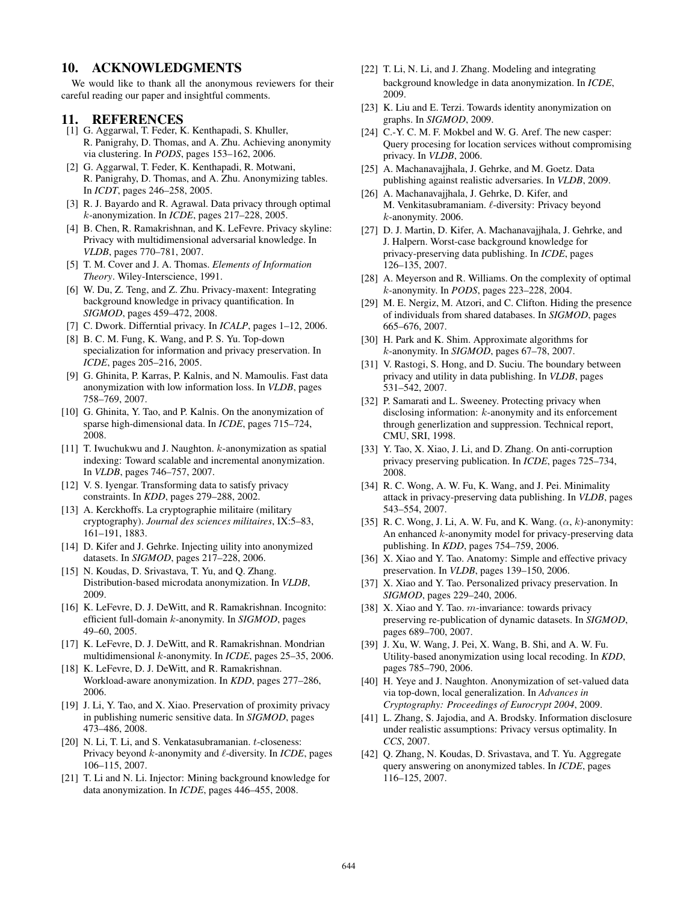## 10. ACKNOWLEDGMENTS

We would like to thank all the anonymous reviewers for their careful reading our paper and insightful comments.

## 11. REFERENCES

[1] G. Aggarwal, T. Feder, K. Kenthapadi, S. Khuller, R. Panigrahy, D. Thomas, and A. Zhu. Achieving anonymity via clustering. In *PODS*, pages 153–162, 2006.

[2] G. Aggarwal, T. Feder, K. Kenthapadi, R. Motwani, R. Panigrahy, D. Thomas, and A. Zhu. Anonymizing tables. In *ICDT*, pages 246–258, 2005.

[3] R. J. Bayardo and R. Agrawal. Data privacy through optimal $k$-anonymization. In *ICDE*, pages 217–228, 2005.

[4] B. Chen, R. Ramakrishnan, and K. LeFevre. Privacy skyline: Privacy with multidimensional adversarial knowledge. In *VLDB*, pages 770–781, 2007.

[5] T. M. Cover and J. A. Thomas. *Elements of Information Theory*. Wiley-Interscience, 1991.

[6] W. Du, Z. Teng, and Z. Zhu. Privacy-maxent: Integrating background knowledge in privacy quantification. In *SIGMOD*, pages 459–472, 2008.

[7] C. Dwork. Differntial privacy. In *ICALP*, pages 1–12, 2006.

[8] B. C. M. Fung, K. Wang, and P. S. Yu. Top-down specialization for information and privacy preservation. In *ICDE*, pages 205–216, 2005.

[9] G. Ghinita, P. Karras, P. Kalnis, and N. Mamoulis. Fast data anonymization with low information loss. In *VLDB*, pages 758–769, 2007.

[10] G. Ghinita, Y. Tao, and P. Kalnis. On the anonymization of sparse high-dimensional data. In *ICDE*, pages 715–724, 2008.

[11] T. Iwuchukwu and J. Naughton. $k$-anonymization as spatial indexing: Toward scalable and incremental anonymization. In *VLDB*, pages 746–757, 2007.

[12] V. S. Iyengar. Transforming data to satisfy privacy constraints. In *KDD*, pages 279–288, 2002.

[13] A. Kerckhoffs. La cryptographie militaire (military cryptography). *Journal des sciences militaires*, IX:5–83, 161–191, 1883.

[14] D. Kifer and J. Gehrke. Injecting uility into anonymized datasets. In *SIGMOD*, pages 217–228, 2006.

[15] N. Koudas, D. Srivastava, T. Yu, and Q. Zhang. Distribution-based microdata anonymization. In *VLDB*, 2009.

[16] K. LeFevre, D. J. DeWitt, and R. Ramakrishnan. Incognito: efficient full-domain $k$-anonymity. In *SIGMOD*, pages 49–60, 2005.

[17] K. LeFevre, D. J. DeWitt, and R. Ramakrishnan. Mondrian multidimensional $k$-anonymity. In *ICDE*, pages 25–35, 2006.

[18] K. LeFevre, D. J. DeWitt, and R. Ramakrishnan. Workload-aware anonymization. In *KDD*, pages 277–286, 2006.

[19] J. Li, Y. Tao, and X. Xiao. Preservation of proximity privacy in publishing numeric sensitive data. In *SIGMOD*, pages 473–486, 2008.

[20] N. Li, T. Li, and S. Venkatasubramanian. $t$-closeness: Privacy beyond $k$-anonymity and $\ell$-diversity. In *ICDE*, pages 106–115, 2007.

[21] T. Li and N. Li. Injector: Mining background knowledge for data anonymization. In *ICDE*, pages 446–455, 2008.

[22] T. Li, N. Li, and J. Zhang. Modeling and integrating background knowledge in data anonymization. In *ICDE*, 2009.

[23] K. Liu and E. Terzi. Towards identity anonymization on graphs. In *SIGMOD*, 2009.

[24] C.-Y. C. M. F. Mokbel and W. G. Aref. The new casper: Query procesing for location services without compromising privacy. In *VLDB*, 2006.

[25] A. Machanavajjhala, J. Gehrke, and M. Goetz. Data publishing against realistic adversaries. In *VLDB*, 2009.

[26] A. Machanavajjhala, J. Gehrke, D. Kifer, and M. Venkitasubramaniam. $\ell$-diversity: Privacy beyond $k$-anonymity. 2006.

[27] D. J. Martin, D. Kifer, A. Machanavajjhala, J. Gehrke, and J. Halpern. Worst-case background knowledge for privacy-preserving data publishing. In *ICDE*, pages 126–135, 2007.

[28] A. Meyerson and R. Williams. On the complexity of optimal $k$-anonymity. In *PODS*, pages 223–228, 2004.

[29] M. E. Nergiz, M. Atzori, and C. Clifton. Hiding the presence of individuals from shared databases. In *SIGMOD*, pages 665–676, 2007.

[30] H. Park and K. Shim. Approximate algorithms for $k$-anonymity. In *SIGMOD*, pages 67–78, 2007.

[31] V. Rastogi, S. Hong, and D. Suciu. The boundary between privacy and utility in data publishing. In *VLDB*, pages 531–542, 2007.

[32] P. Samarati and L. Sweeney. Protecting privacy when disclosing information: $k$-anonymity and its enforcement through generlization and suppression. Technical report, CMU, SRI, 1998.

[33] Y. Tao, X. Xiao, J. Li, and D. Zhang. On anti-corruption privacy preserving publication. In *ICDE*, pages 725–734, 2008.

[34] R. C. Wong, A. W. Fu, K. Wang, and J. Pei. Minimality attack in privacy-preserving data publishing. In *VLDB*, pages 543–554, 2007.

[35] R. C. Wong, J. Li, A. W. Fu, and K. Wang. $(\alpha, k)$-anonymity: An enhanced $k$-anonymity model for privacy-preserving data publishing. In *KDD*, pages 754–759, 2006.

[36] X. Xiao and Y. Tao. Anatomy: Simple and effective privacy preservation. In *VLDB*, pages 139–150, 2006.

[37] X. Xiao and Y. Tao. Personalized privacy preservation. In *SIGMOD*, pages 229–240, 2006.

[38] X. Xiao and Y. Tao. $m$-invariance: towards privacy preserving re-publication of dynamic datasets. In *SIGMOD*, pages 689–700, 2007.

[39] J. Xu, W. Wang, J. Pei, X. Wang, B. Shi, and A. W. Fu. Utility-based anonymization using local recoding. In *KDD*, pages 785–790, 2006.

[40] H. Yeye and J. Naughton. Anonymization of set-valued data via top-down, local generalization. In *Advances in Cryptography: Proceedings of Eurocrypt 2004*, 2009.

[41] L. Zhang, S. Jajodia, and A. Brodsky. Information disclosure under realistic assumptions: Privacy versus optimality. In *CCS*, 2007.

[42] Q. Zhang, N. Koudas, D. Srivastava, and T. Yu. Aggregate query answering on anonymized tables. In *ICDE*, pages 116–125, 2007.